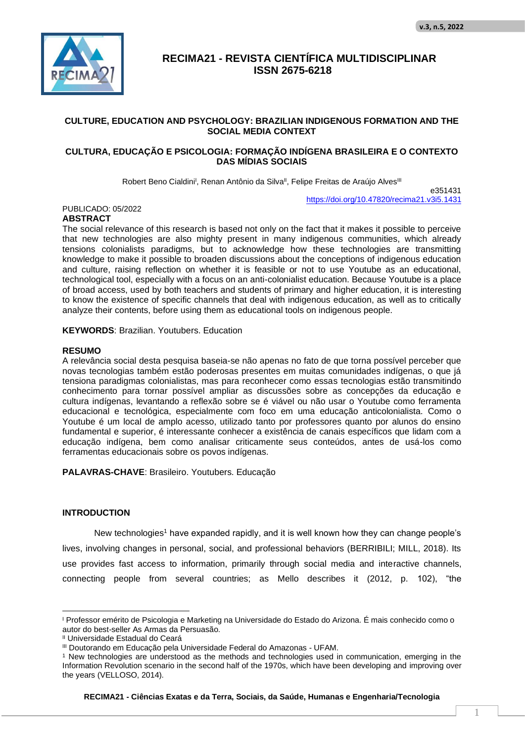# RECIMA21 - REVISTA CIENTÍFICA MULTIDISCIPLINAR
# ISSN 2675-6218

## CULTURE, EDUCATION AND PSYCHOLOGY: BRAZILIAN INDIGENOUS FORMATION AND THE SOCIAL MEDIA CONTEXT

## CULTURA, EDUCAÇÃO E PSICOLOGIA: FORMAÇÃO INDÍGENA BRASILEIRA E O CONTEXTO DAS MÍDIAS SOCIAIS

Robert Beno Cialdini[I], Renan Antônio da Silva[II], Felipe Freitas de Araújo Alves[III]

e351431
https://doi.org/10.47820/recima21.v3i5.1431

PUBLICADO: 05/2022

**ABSTRACT**

The social relevance of this research is based not only on the fact that it makes it possible to perceive that new technologies are also mighty present in many indigenous communities, which already tensions colonialists paradigms, but to acknowledge how these technologies are transmitting knowledge to make it possible to broaden discussions about the conceptions of indigenous education and culture, raising reflection on whether it is feasible or not to use Youtube as an educational, technological tool, especially with a focus on an anti-colonialist education. Because Youtube is a place of broad access, used by both teachers and students of primary and higher education, it is interesting to know the existence of specific channels that deal with indigenous education, as well as to critically analyze their contents, before using them as educational tools on indigenous people.

**KEYWORDS**: Brazilian. Youtubers. Education

**RESUMO**

A relevância social desta pesquisa baseia-se não apenas no fato de que torna possível perceber que novas tecnologias também estão poderosas presentes em muitas comunidades indígenas, o que já tensiona paradigmas colonialistas, mas para reconhecer como essas tecnologias estão transmitindo conhecimento para tornar possível ampliar as discussões sobre as concepções da educação e cultura indígenas, levantando a reflexão sobre se é viável ou não usar o Youtube como ferramenta educacional e tecnológica, especialmente com foco em uma educação anticolonialista. Como o Youtube é um local de amplo acesso, utilizado tanto por professores quanto por alunos do ensino fundamental e superior, é interessante conhecer a existência de canais específicos que lidam com a educação indígena, bem como analisar criticamente seus conteúdos, antes de usá-los como ferramentas educacionais sobre os povos indígenas.

**PALAVRAS-CHAVE**: Brasileiro. Youtubers. Educação

## INTRODUCTION

New technologies[1] have expanded rapidly, and it is well known how they can change people's lives, involving changes in personal, social, and professional behaviors (BERRIBILI; MILL, 2018). Its use provides fast access to information, primarily through social media and interactive channels, connecting people from several countries; as Mello describes it (2012, p. 102), "the

---

[I] Professor emérito de Psicologia e Marketing na Universidade do Estado do Arizona. É mais conhecido como o autor do best-seller As Armas da Persuasão.

[II] Universidade Estadual do Ceará

[III] Doutorando em Educação pela Universidade Federal do Amazonas - UFAM.

[1] New technologies are understood as the methods and technologies used in communication, emerging in the Information Revolution scenario in the second half of the 1970s, which have been developing and improving over the years (VELLOSO, 2014).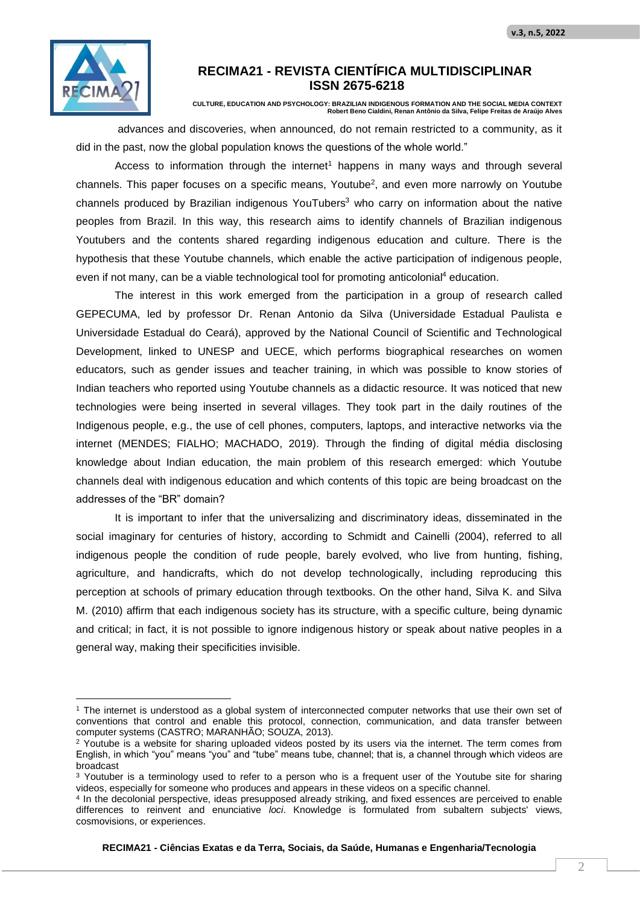advances and discoveries, when announced, do not remain restricted to a community, as it did in the past, now the global population knows the questions of the whole world."

Access to information through the internet[1] happens in many ways and through several channels. This paper focuses on a specific means, Youtube[2], and even more narrowly on Youtube channels produced by Brazilian indigenous YouTubers[3] who carry on information about the native peoples from Brazil. In this way, this research aims to identify channels of Brazilian indigenous Youtubers and the contents shared regarding indigenous education and culture. There is the hypothesis that these Youtube channels, which enable the active participation of indigenous people, even if not many, can be a viable technological tool for promoting anticolonial[4] education.

The interest in this work emerged from the participation in a group of research called GEPECUMA, led by professor Dr. Renan Antonio da Silva (Universidade Estadual Paulista e Universidade Estadual do Ceará), approved by the National Council of Scientific and Technological Development, linked to UNESP and UECE, which performs biographical researches on women educators, such as gender issues and teacher training, in which was possible to know stories of Indian teachers who reported using Youtube channels as a didactic resource. It was noticed that new technologies were being inserted in several villages. They took part in the daily routines of the Indigenous people, e.g., the use of cell phones, computers, laptops, and interactive networks via the internet (MENDES; FIALHO; MACHADO, 2019). Through the finding of digital média disclosing knowledge about Indian education, the main problem of this research emerged: which Youtube channels deal with indigenous education and which contents of this topic are being broadcast on the addresses of the "BR" domain?

It is important to infer that the universalizing and discriminatory ideas, disseminated in the social imaginary for centuries of history, according to Schmidt and Cainelli (2004), referred to all indigenous people the condition of rude people, barely evolved, who live from hunting, fishing, agriculture, and handicrafts, which do not develop technologically, including reproducing this perception at schools of primary education through textbooks. On the other hand, Silva K. and Silva M. (2010) affirm that each indigenous society has its structure, with a specific culture, being dynamic and critical; in fact, it is not possible to ignore indigenous history or speak about native peoples in a general way, making their specificities invisible.

---

[1] The internet is understood as a global system of interconnected computer networks that use their own set of conventions that control and enable this protocol, connection, communication, and data transfer between computer systems (CASTRO; MARANHÃO; SOUZA, 2013).

[2] Youtube is a website for sharing uploaded videos posted by its users via the internet. The term comes from English, in which "you" means "you" and "tube" means tube, channel; that is, a channel through which videos are broadcast

[3] Youtuber is a terminology used to refer to a person who is a frequent user of the Youtube site for sharing videos, especially for someone who produces and appears in these videos on a specific channel.

[4] In the decolonial perspective, ideas presupposed already striking, and fixed essences are perceived to enable differences to reinvent and enunciative *loci*. Knowledge is formulated from subaltern subjects' views, cosmovisions, or experiences.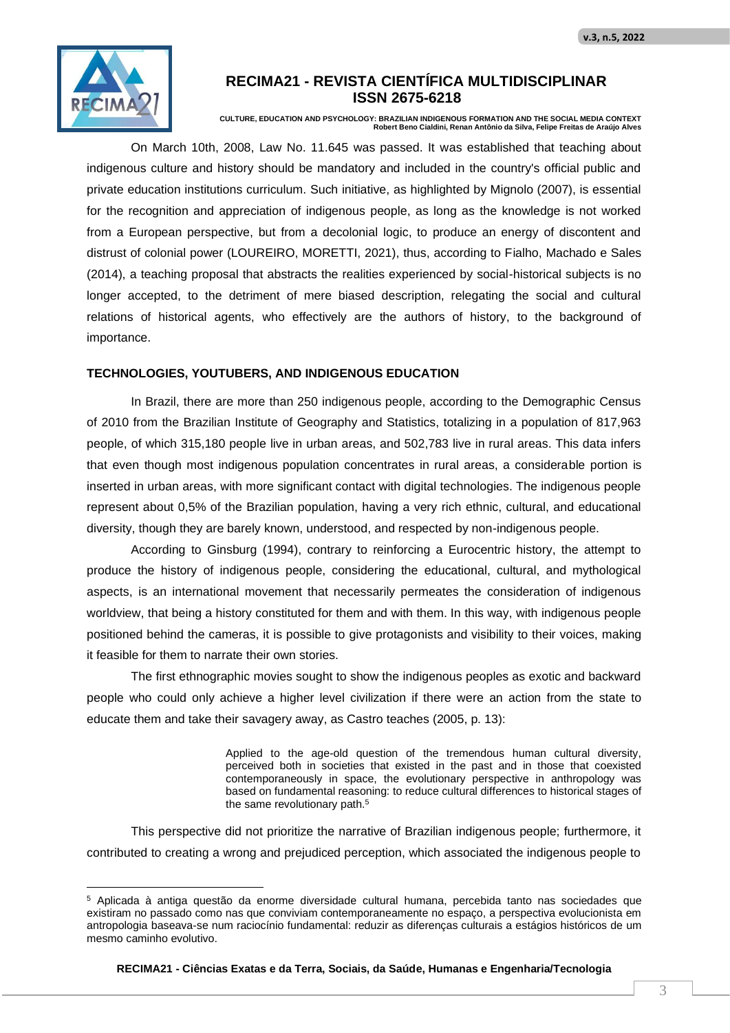On March 10th, 2008, Law No. 11.645 was passed. It was established that teaching about indigenous culture and history should be mandatory and included in the country's official public and private education institutions curriculum. Such initiative, as highlighted by Mignolo (2007), is essential for the recognition and appreciation of indigenous people, as long as the knowledge is not worked from a European perspective, but from a decolonial logic, to produce an energy of discontent and distrust of colonial power (LOUREIRO, MORETTI, 2021), thus, according to Fialho, Machado e Sales (2014), a teaching proposal that abstracts the realities experienced by social-historical subjects is no longer accepted, to the detriment of mere biased description, relegating the social and cultural relations of historical agents, who effectively are the authors of history, to the background of importance.

## TECHNOLOGIES, YOUTUBERS, AND INDIGENOUS EDUCATION

In Brazil, there are more than 250 indigenous people, according to the Demographic Census of 2010 from the Brazilian Institute of Geography and Statistics, totalizing in a population of 817,963 people, of which 315,180 people live in urban areas, and 502,783 live in rural areas. This data infers that even though most indigenous population concentrates in rural areas, a considerable portion is inserted in urban areas, with more significant contact with digital technologies. The indigenous people represent about 0,5% of the Brazilian population, having a very rich ethnic, cultural, and educational diversity, though they are barely known, understood, and respected by non-indigenous people.

According to Ginsburg (1994), contrary to reinforcing a Eurocentric history, the attempt to produce the history of indigenous people, considering the educational, cultural, and mythological aspects, is an international movement that necessarily permeates the consideration of indigenous worldview, that being a history constituted for them and with them. In this way, with indigenous people positioned behind the cameras, it is possible to give protagonists and visibility to their voices, making it feasible for them to narrate their own stories.

The first ethnographic movies sought to show the indigenous peoples as exotic and backward people who could only achieve a higher level civilization if there were an action from the state to educate them and take their savagery away, as Castro teaches (2005, p. 13):

> Applied to the age-old question of the tremendous human cultural diversity, perceived both in societies that existed in the past and in those that coexisted contemporaneously in space, the evolutionary perspective in anthropology was based on fundamental reasoning: to reduce cultural differences to historical stages of the same revolutionary path.[5]

This perspective did not prioritize the narrative of Brazilian indigenous people; furthermore, it contributed to creating a wrong and prejudiced perception, which associated the indigenous people to

---

[5] Aplicada à antiga questão da enorme diversidade cultural humana, percebida tanto nas sociedades que existiram no passado como nas que conviviam contemporaneamente no espaço, a perspectiva evolucionista em antropologia baseava-se num raciocínio fundamental: reduzir as diferenças culturais a estágios históricos de um mesmo caminho evolutivo.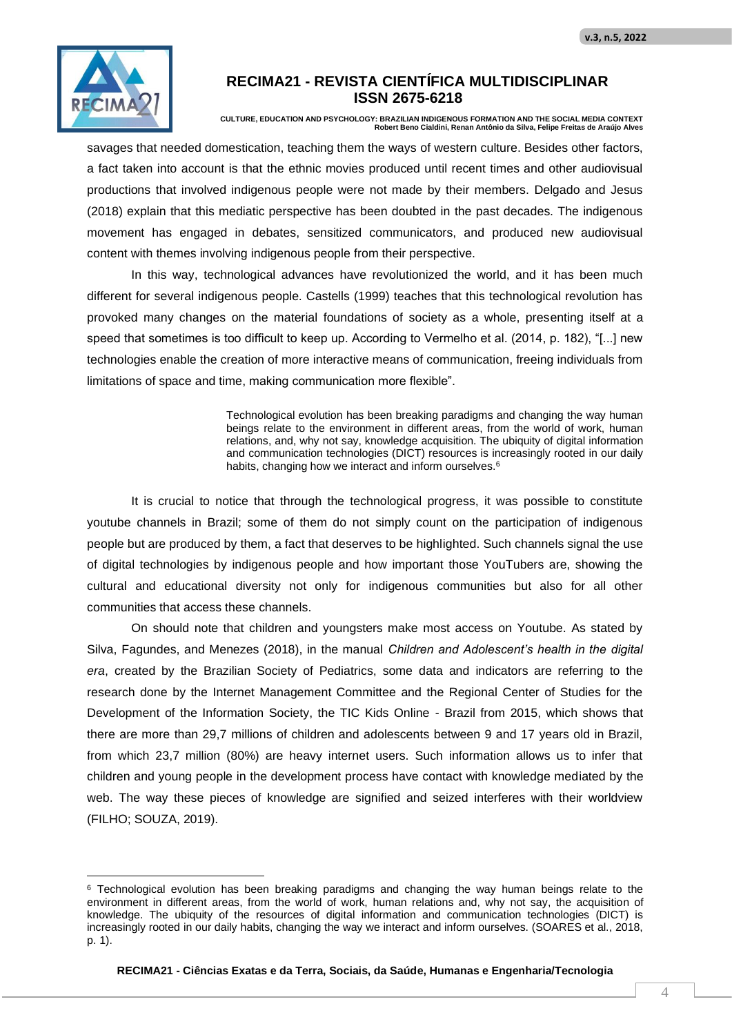savages that needed domestication, teaching them the ways of western culture. Besides other factors, a fact taken into account is that the ethnic movies produced until recent times and other audiovisual productions that involved indigenous people were not made by their members. Delgado and Jesus (2018) explain that this mediatic perspective has been doubted in the past decades. The indigenous movement has engaged in debates, sensitized communicators, and produced new audiovisual content with themes involving indigenous people from their perspective.

In this way, technological advances have revolutionized the world, and it has been much different for several indigenous people. Castells (1999) teaches that this technological revolution has provoked many changes on the material foundations of society as a whole, presenting itself at a speed that sometimes is too difficult to keep up. According to Vermelho et al. (2014, p. 182), "[...] new technologies enable the creation of more interactive means of communication, freeing individuals from limitations of space and time, making communication more flexible".

> Technological evolution has been breaking paradigms and changing the way human beings relate to the environment in different areas, from the world of work, human relations, and, why not say, knowledge acquisition. The ubiquity of digital information and communication technologies (DICT) resources is increasingly rooted in our daily habits, changing how we interact and inform ourselves.[6]

It is crucial to notice that through the technological progress, it was possible to constitute youtube channels in Brazil; some of them do not simply count on the participation of indigenous people but are produced by them, a fact that deserves to be highlighted. Such channels signal the use of digital technologies by indigenous people and how important those YouTubers are, showing the cultural and educational diversity not only for indigenous communities but also for all other communities that access these channels.

On should note that children and youngsters make most access on Youtube. As stated by Silva, Fagundes, and Menezes (2018), in the manual *Children and Adolescent's health in the digital era*, created by the Brazilian Society of Pediatrics, some data and indicators are referring to the research done by the Internet Management Committee and the Regional Center of Studies for the Development of the Information Society, the TIC Kids Online - Brazil from 2015, which shows that there are more than 29,7 millions of children and adolescents between 9 and 17 years old in Brazil, from which 23,7 million (80%) are heavy internet users. Such information allows us to infer that children and young people in the development process have contact with knowledge mediated by the web. The way these pieces of knowledge are signified and seized interferes with their worldview (FILHO; SOUZA, 2019).

---

[6] Technological evolution has been breaking paradigms and changing the way human beings relate to the environment in different areas, from the world of work, human relations and, why not say, the acquisition of knowledge. The ubiquity of the resources of digital information and communication technologies (DICT) is increasingly rooted in our daily habits, changing the way we interact and inform ourselves. (SOARES et al., 2018, p. 1).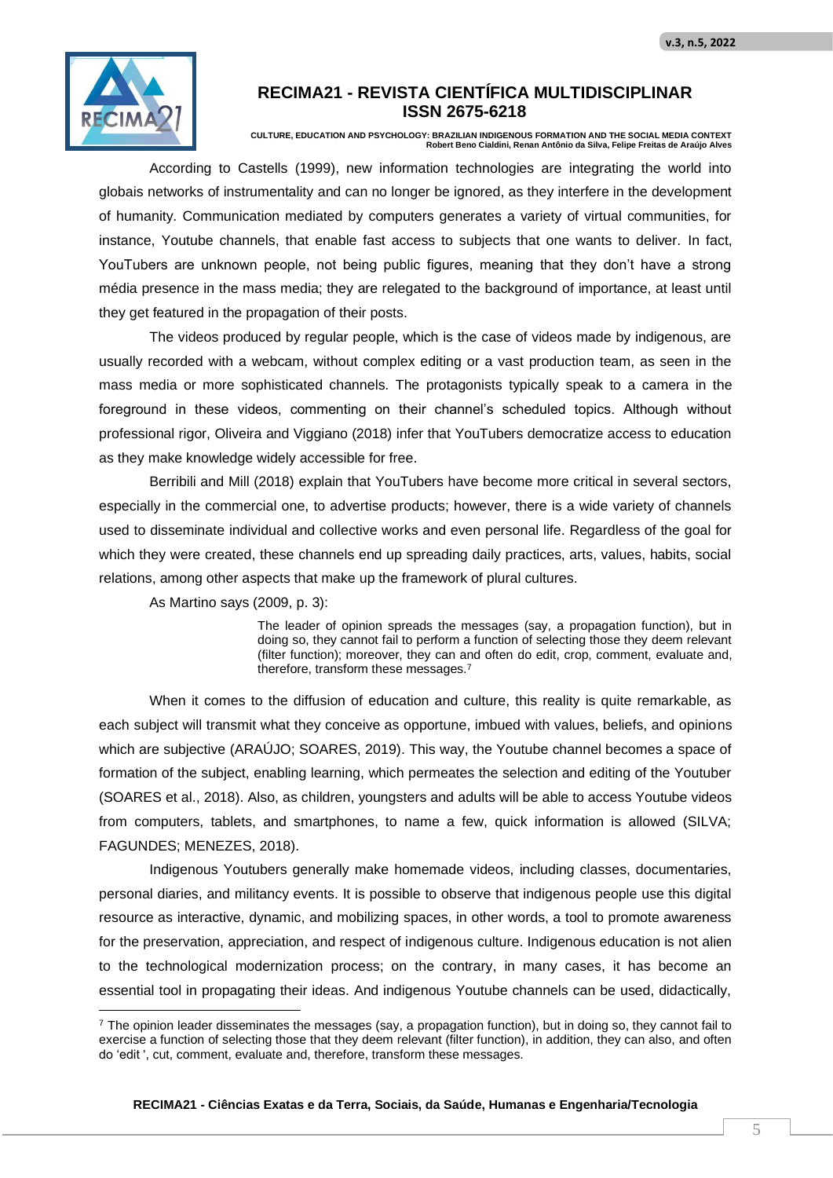According to Castells (1999), new information technologies are integrating the world into globais networks of instrumentality and can no longer be ignored, as they interfere in the development of humanity. Communication mediated by computers generates a variety of virtual communities, for instance, Youtube channels, that enable fast access to subjects that one wants to deliver. In fact, YouTubers are unknown people, not being public figures, meaning that they don't have a strong média presence in the mass media; they are relegated to the background of importance, at least until they get featured in the propagation of their posts.

The videos produced by regular people, which is the case of videos made by indigenous, are usually recorded with a webcam, without complex editing or a vast production team, as seen in the mass media or more sophisticated channels. The protagonists typically speak to a camera in the foreground in these videos, commenting on their channel's scheduled topics. Although without professional rigor, Oliveira and Viggiano (2018) infer that YouTubers democratize access to education as they make knowledge widely accessible for free.

Berribili and Mill (2018) explain that YouTubers have become more critical in several sectors, especially in the commercial one, to advertise products; however, there is a wide variety of channels used to disseminate individual and collective works and even personal life. Regardless of the goal for which they were created, these channels end up spreading daily practices, arts, values, habits, social relations, among other aspects that make up the framework of plural cultures.

As Martino says (2009, p. 3):

> The leader of opinion spreads the messages (say, a propagation function), but in doing so, they cannot fail to perform a function of selecting those they deem relevant (filter function); moreover, they can and often do edit, crop, comment, evaluate and, therefore, transform these messages.[7]

When it comes to the diffusion of education and culture, this reality is quite remarkable, as each subject will transmit what they conceive as opportune, imbued with values, beliefs, and opinions which are subjective (ARAÚJO; SOARES, 2019). This way, the Youtube channel becomes a space of formation of the subject, enabling learning, which permeates the selection and editing of the Youtuber (SOARES et al., 2018). Also, as children, youngsters and adults will be able to access Youtube videos from computers, tablets, and smartphones, to name a few, quick information is allowed (SILVA; FAGUNDES; MENEZES, 2018).

Indigenous Youtubers generally make homemade videos, including classes, documentaries, personal diaries, and militancy events. It is possible to observe that indigenous people use this digital resource as interactive, dynamic, and mobilizing spaces, in other words, a tool to promote awareness for the preservation, appreciation, and respect of indigenous culture. Indigenous education is not alien to the technological modernization process; on the contrary, in many cases, it has become an essential tool in propagating their ideas. And indigenous Youtube channels can be used, didactically,

---

[7] The opinion leader disseminates the messages (say, a propagation function), but in doing so, they cannot fail to exercise a function of selecting those that they deem relevant (filter function), in addition, they can also, and often do 'edit ', cut, comment, evaluate and, therefore, transform these messages.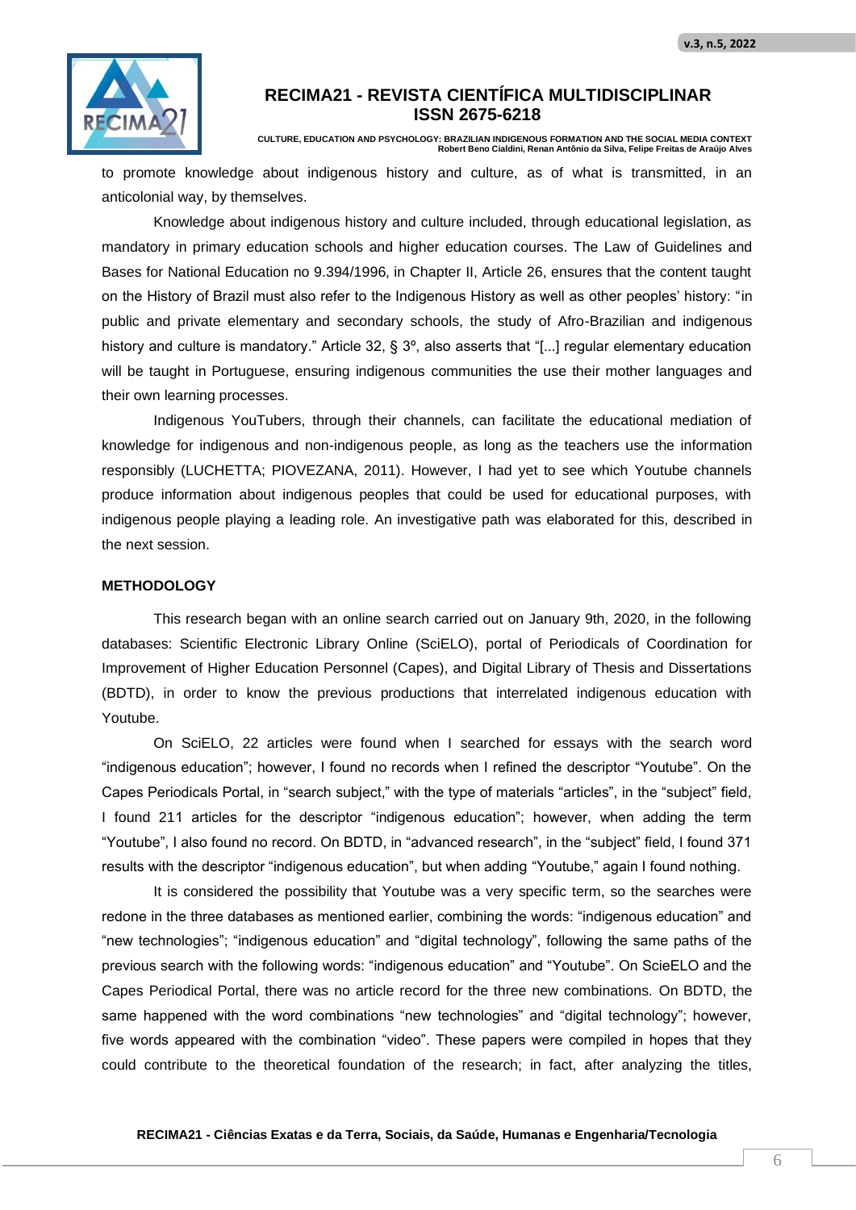to promote knowledge about indigenous history and culture, as of what is transmitted, in an anticolonial way, by themselves.

Knowledge about indigenous history and culture included, through educational legislation, as mandatory in primary education schools and higher education courses. The Law of Guidelines and Bases for National Education no 9.394/1996, in Chapter II, Article 26, ensures that the content taught on the History of Brazil must also refer to the Indigenous History as well as other peoples' history: "in public and private elementary and secondary schools, the study of Afro-Brazilian and indigenous history and culture is mandatory." Article 32, § 3º, also asserts that "[...] regular elementary education will be taught in Portuguese, ensuring indigenous communities the use their mother languages and their own learning processes.

Indigenous YouTubers, through their channels, can facilitate the educational mediation of knowledge for indigenous and non-indigenous people, as long as the teachers use the information responsibly (LUCHETTA; PIOVEZANA, 2011). However, I had yet to see which Youtube channels produce information about indigenous peoples that could be used for educational purposes, with indigenous people playing a leading role. An investigative path was elaborated for this, described in the next session.

## METHODOLOGY

This research began with an online search carried out on January 9th, 2020, in the following databases: Scientific Electronic Library Online (SciELO), portal of Periodicals of Coordination for Improvement of Higher Education Personnel (Capes), and Digital Library of Thesis and Dissertations (BDTD), in order to know the previous productions that interrelated indigenous education with Youtube.

On SciELO, 22 articles were found when I searched for essays with the search word "indigenous education"; however, I found no records when I refined the descriptor "Youtube". On the Capes Periodicals Portal, in "search subject," with the type of materials "articles", in the "subject" field, I found 211 articles for the descriptor "indigenous education"; however, when adding the term "Youtube", I also found no record. On BDTD, in "advanced research", in the "subject" field, I found 371 results with the descriptor "indigenous education", but when adding "Youtube," again I found nothing.

It is considered the possibility that Youtube was a very specific term, so the searches were redone in the three databases as mentioned earlier, combining the words: "indigenous education" and "new technologies"; "indigenous education" and "digital technology", following the same paths of the previous search with the following words: "indigenous education" and "Youtube". On ScieELO and the Capes Periodical Portal, there was no article record for the three new combinations. On BDTD, the same happened with the word combinations "new technologies" and "digital technology"; however, five words appeared with the combination "video". These papers were compiled in hopes that they could contribute to the theoretical foundation of the research; in fact, after analyzing the titles,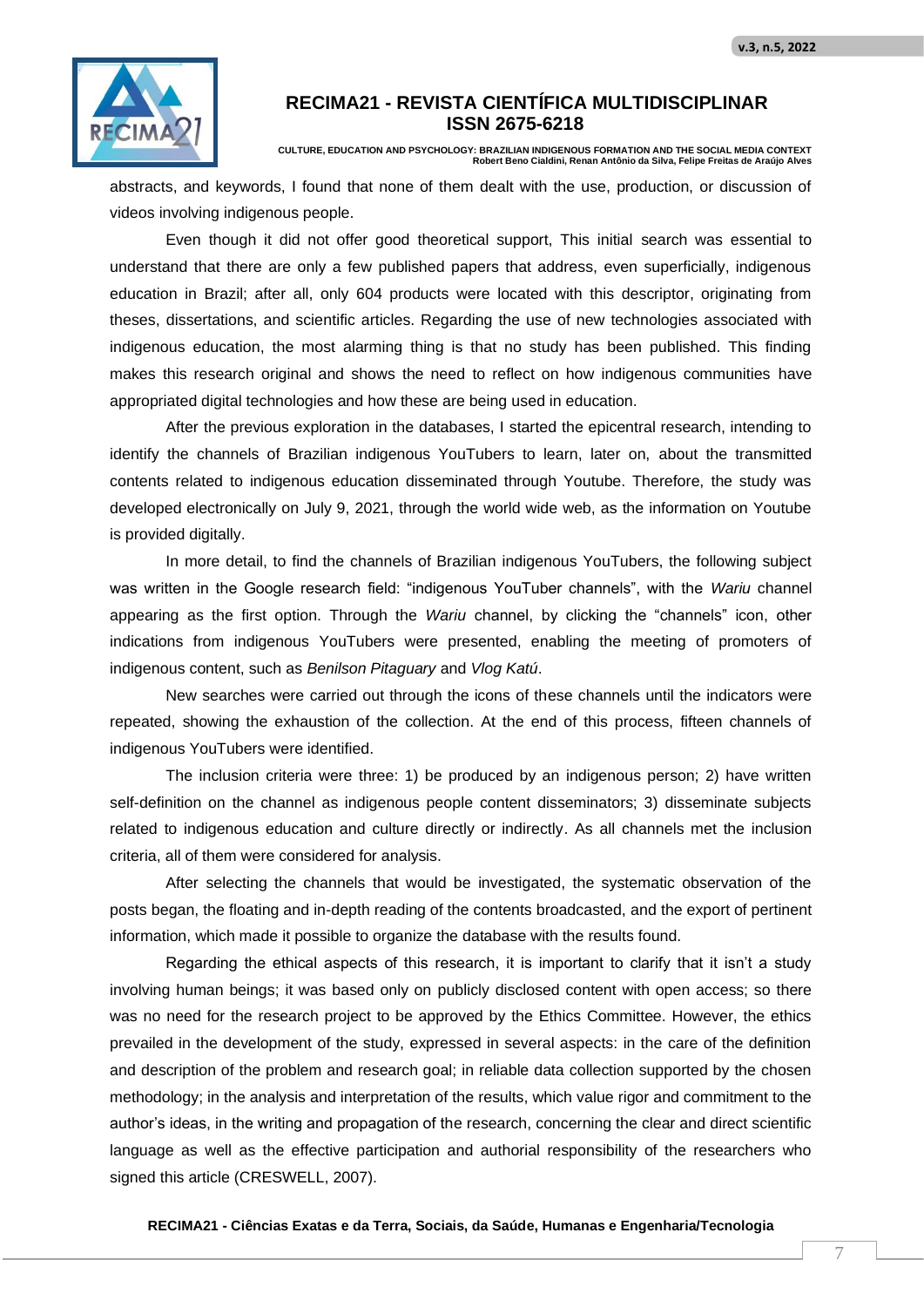abstracts, and keywords, I found that none of them dealt with the use, production, or discussion of videos involving indigenous people.

Even though it did not offer good theoretical support, This initial search was essential to understand that there are only a few published papers that address, even superficially, indigenous education in Brazil; after all, only 604 products were located with this descriptor, originating from theses, dissertations, and scientific articles. Regarding the use of new technologies associated with indigenous education, the most alarming thing is that no study has been published. This finding makes this research original and shows the need to reflect on how indigenous communities have appropriated digital technologies and how these are being used in education.

After the previous exploration in the databases, I started the epicentral research, intending to identify the channels of Brazilian indigenous YouTubers to learn, later on, about the transmitted contents related to indigenous education disseminated through Youtube. Therefore, the study was developed electronically on July 9, 2021, through the world wide web, as the information on Youtube is provided digitally.

In more detail, to find the channels of Brazilian indigenous YouTubers, the following subject was written in the Google research field: “indigenous YouTuber channels”, with the *Wariu* channel appearing as the first option. Through the *Wariu* channel, by clicking the “channels” icon, other indications from indigenous YouTubers were presented, enabling the meeting of promoters of indigenous content, such as *Benilson Pitaguary* and *Vlog Katú*.

New searches were carried out through the icons of these channels until the indicators were repeated, showing the exhaustion of the collection. At the end of this process, fifteen channels of indigenous YouTubers were identified.

The inclusion criteria were three: 1) be produced by an indigenous person; 2) have written self-definition on the channel as indigenous people content disseminators; 3) disseminate subjects related to indigenous education and culture directly or indirectly. As all channels met the inclusion criteria, all of them were considered for analysis.

After selecting the channels that would be investigated, the systematic observation of the posts began, the floating and in-depth reading of the contents broadcasted, and the export of pertinent information, which made it possible to organize the database with the results found.

Regarding the ethical aspects of this research, it is important to clarify that it isn’t a study involving human beings; it was based only on publicly disclosed content with open access; so there was no need for the research project to be approved by the Ethics Committee. However, the ethics prevailed in the development of the study, expressed in several aspects: in the care of the definition and description of the problem and research goal; in reliable data collection supported by the chosen methodology; in the analysis and interpretation of the results, which value rigor and commitment to the author’s ideas, in the writing and propagation of the research, concerning the clear and direct scientific language as well as the effective participation and authorial responsibility of the researchers who signed this article (CRESWELL, 2007).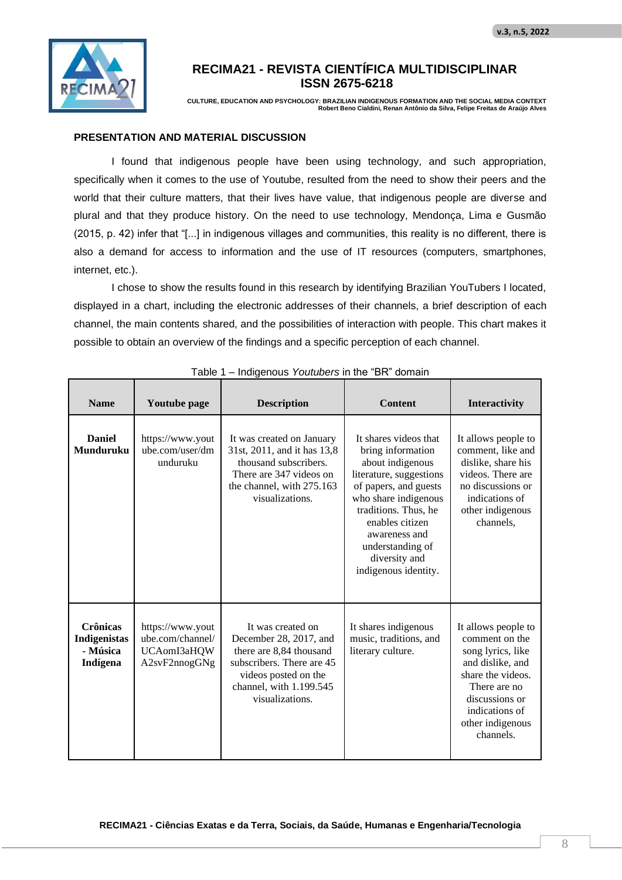## PRESENTATION AND MATERIAL DISCUSSION

I found that indigenous people have been using technology, and such appropriation, specifically when it comes to the use of Youtube, resulted from the need to show their peers and the world that their culture matters, that their lives have value, that indigenous people are diverse and plural and that they produce history. On the need to use technology, Mendonça, Lima e Gusmão (2015, p. 42) infer that "[...] in indigenous villages and communities, this reality is no different, there is also a demand for access to information and the use of IT resources (computers, smartphones, internet, etc.).

I chose to show the results found in this research by identifying Brazilian YouTubers I located, displayed in a chart, including the electronic addresses of their channels, a brief description of each channel, the main contents shared, and the possibilities of interaction with people. This chart makes it possible to obtain an overview of the findings and a specific perception of each channel.

Table 1 – Indigenous *Youtubers* in the "BR" domain

| Name | Youtube page | Description | Content | Interactivity |
|---|---|---|---|---|
| **Daniel Munduruku** | https://www.youtube.com/user/dmunduruku | It was created on January 31st, 2011, and it has 13,8 thousand subscribers. There are 347 videos on the channel, with 275.163 visualizations. | It shares videos that bring information about indigenous literature, suggestions of papers, and guests who share indigenous traditions. Thus, he enables citizen awareness and understanding of diversity and indigenous identity. | It allows people to comment, like and dislike, share his videos. There are no discussions or indications of other indigenous channels, |
| **Crônicas Indigenistas - Música Indígena** | https://www.youtube.com/channel/UCAomI3aHQWA2svF2nnogGNg | It was created on December 28, 2017, and there are 8,84 thousand subscribers. There are 45 videos posted on the channel, with 1.199.545 visualizations. | It shares indigenous music, traditions, and literary culture. | It allows people to comment on the song lyrics, like and dislike, and share the videos. There are no discussions or indications of other indigenous channels. |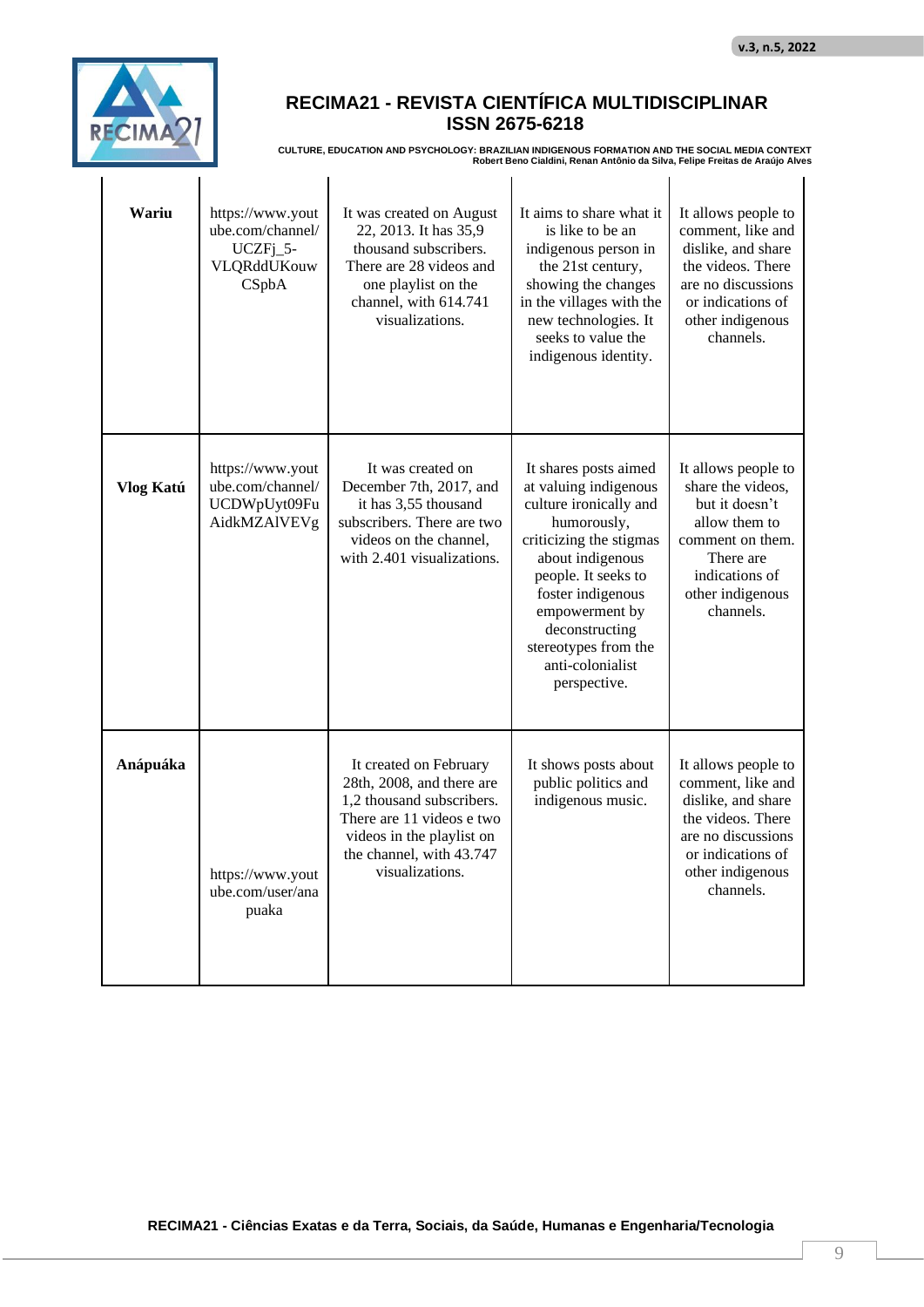| | | | | |
|---|---|---|---|---|
| **Wariu** | https://www.youtube.com/channel/UCZFj_5-VLQRddUKouwCSpbA | It was created on August 22, 2013. It has 35,9 thousand subscribers. There are 28 videos and one playlist on the channel, with 614.741 visualizations. | It aims to share what it is like to be an indigenous person in the 21st century, showing the changes in the villages with the new technologies. It seeks to value the indigenous identity. | It allows people to comment, like and dislike, and share the videos. There are no discussions or indications of other indigenous channels. |
| **Vlog Katú** | https://www.youtube.com/channel/UCDWpUyt09FuAidkMZAlVEVg | It was created on December 7th, 2017, and it has 3,55 thousand subscribers. There are two videos on the channel, with 2.401 visualizations. | It shares posts aimed at valuing indigenous culture ironically and humorously, criticizing the stigmas about indigenous people. It seeks to foster indigenous empowerment by deconstructing stereotypes from the anti-colonialist perspective. | It allows people to share the videos, but it doesn't allow them to comment on them. There are indications of other indigenous channels. |
| **Anápuáka** | https://www.youtube.com/user/anapuaka | It created on February 28th, 2008, and there are 1,2 thousand subscribers. There are 11 videos e two videos in the playlist on the channel, with 43.747 visualizations. | It shows posts about public politics and indigenous music. | It allows people to comment, like and dislike, and share the videos. There are no discussions or indications of other indigenous channels. |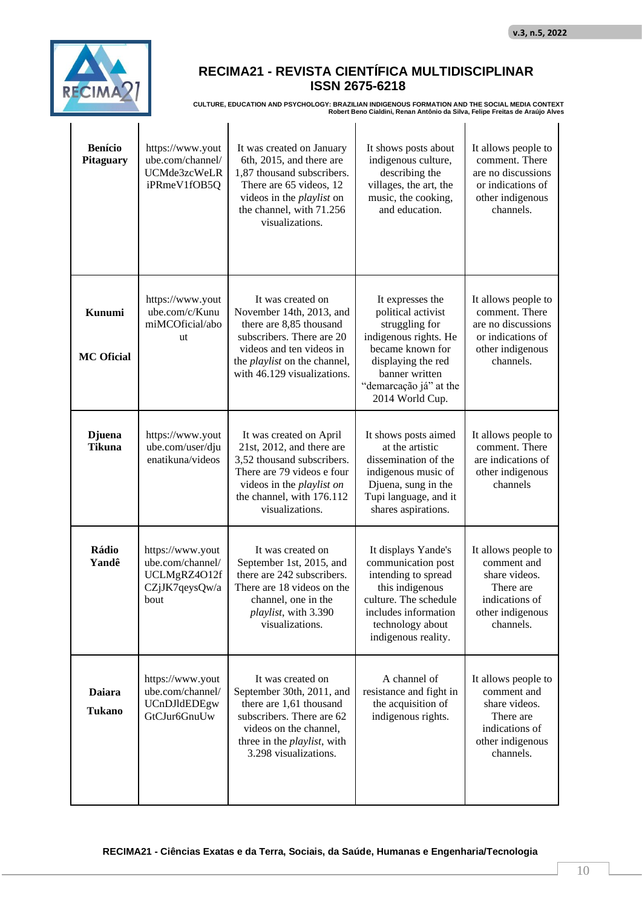| | | | | |
|---|---|---|---|---|
| **Benício Pitaguary** | https://www.youtube.com/channel/UCMde3zcWeLRiPRmeV1fOB5Q | It was created on January 6th, 2015, and there are 1,87 thousand subscribers. There are 65 videos, 12 videos in the *playlist* on the channel, with 71.256 visualizations. | It shows posts about indigenous culture, describing the villages, the art, the music, the cooking, and education. | It allows people to comment. There are no discussions or indications of other indigenous channels. |
| **Kunumi MC Oficial** | https://www.youtube.com/c/KunumiMCOficial/about | It was created on November 14th, 2013, and there are 8,85 thousand subscribers. There are 20 videos and ten videos in the *playlist* on the channel, with 46.129 visualizations. | It expresses the political activist struggling for indigenous rights. He became known for displaying the red banner written “demarcação já” at the 2014 World Cup. | It allows people to comment. There are no discussions or indications of other indigenous channels. |
| **Djuena Tikuna** | https://www.youtube.com/user/djuenatikuna/videos | It was created on April 21st, 2012, and there are 3,52 thousand subscribers. There are 79 videos e four videos in the *playlist on* the channel, with 176.112 visualizations. | It shows posts aimed at the artistic dissemination of the indigenous music of Djuena, sung in the Tupi language, and it shares aspirations. | It allows people to comment. There are indications of other indigenous channels |
| **Rádio Yandê** | https://www.youtube.com/channel/UCLMgRZ4O12fCZjJK7qeysQw/about | It was created on September 1st, 2015, and there are 242 subscribers. There are 18 videos on the channel, one in the *playlist*, with 3.390 visualizations. | It displays Yande's communication post intending to spread this indigenous culture. The schedule includes information technology about indigenous reality. | It allows people to comment and share videos. There are indications of other indigenous channels. |
| **Daiara Tukano** | https://www.youtube.com/channel/UCnDJldEDEgwGtCJur6GnuUw | It was created on September 30th, 2011, and there are 1,61 thousand subscribers. There are 62 videos on the channel, three in the *playlist*, with 3.298 visualizations. | A channel of resistance and fight in the acquisition of indigenous rights. | It allows people to comment and share videos. There are indications of other indigenous channels. |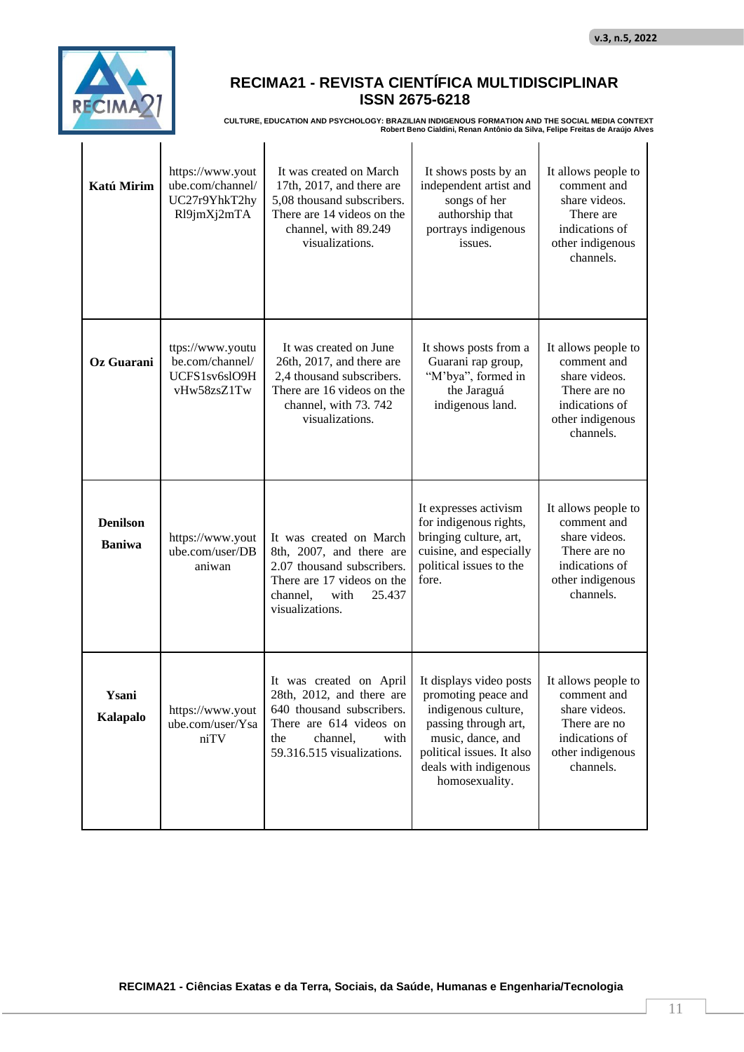| | | | | |
|---|---|---|---|---|
| **Katú Mirim** | https://www.youtube.com/channel/UC27r9YhkT2hyRl9jmXj2mTA | It was created on March 17th, 2017, and there are 5,08 thousand subscribers. There are 14 videos on the channel, with 89.249 visualizations. | It shows posts by an independent artist and songs of her authorship that portrays indigenous issues. | It allows people to comment and share videos. There are indications of other indigenous channels. |
| **Oz Guarani** | ttps://www.youtube.com/channel/UCFS1sv6slO9HvHw58zsZ1Tw | It was created on June 26th, 2017, and there are 2,4 thousand subscribers. There are 16 videos on the channel, with 73. 742 visualizations. | It shows posts from a Guarani rap group, “M’bya”, formed in the Jaraguá indigenous land. | It allows people to comment and share videos. There are no indications of other indigenous channels. |
| **Denilson Baniwa** | https://www.youtube.com/user/DBaniwan | It was created on March 8th, 2007, and there are 2.07 thousand subscribers. There are 17 videos on the channel, with 25.437 visualizations. | It expresses activism for indigenous rights, bringing culture, art, cuisine, and especially political issues to the fore. | It allows people to comment and share videos. There are no indications of other indigenous channels. |
| **Ysani Kalapalo** | https://www.youtube.com/user/YsaniTV | It was created on April 28th, 2012, and there are 640 thousand subscribers. There are 614 videos on the channel, with 59.316.515 visualizations. | It displays video posts promoting peace and indigenous culture, passing through art, music, dance, and political issues. It also deals with indigenous homosexuality. | It allows people to comment and share videos. There are no indications of other indigenous channels. |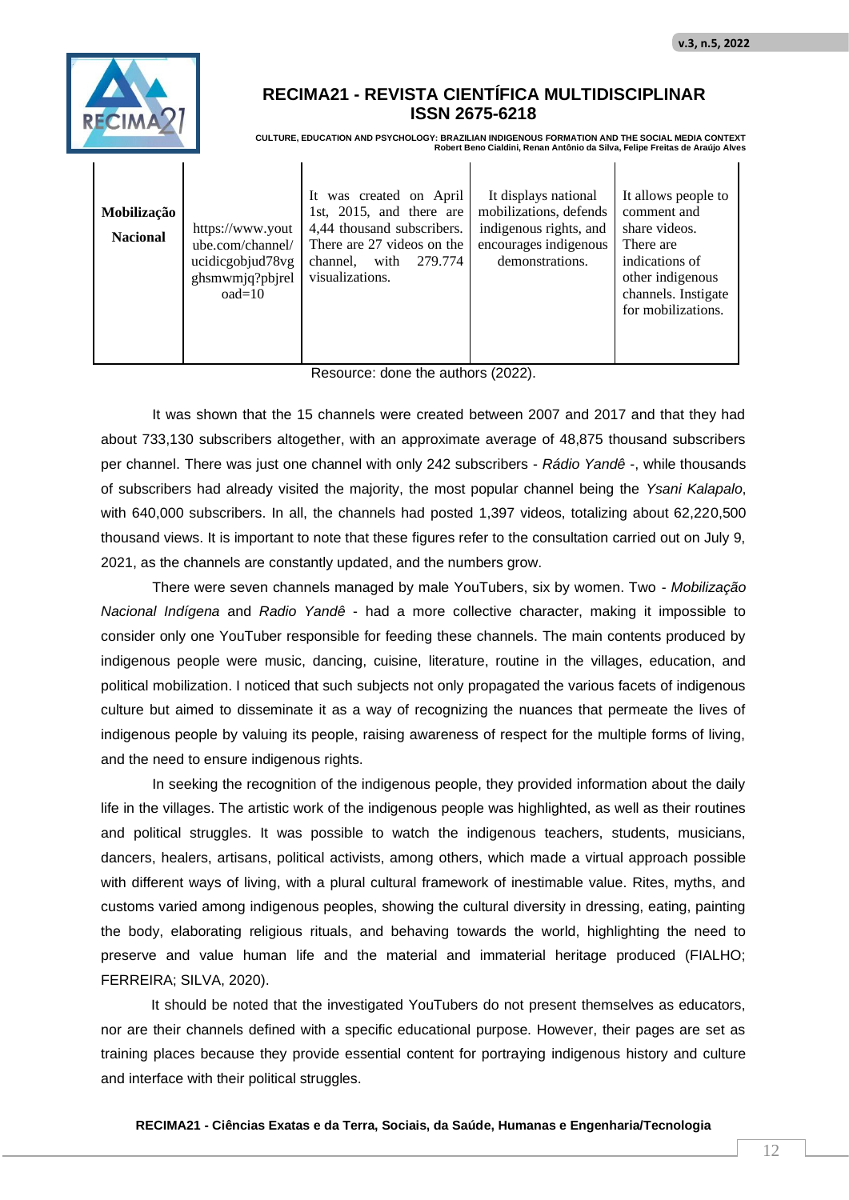| **Mobilização Nacional** | https://www.youtube.com/channel/ucidicgobjud78vgghsmwmjq?pbjreload=10 | It was created on April 1st, 2015, and there are 4,44 thousand subscribers. There are 27 videos on the channel, with 279.774 visualizations. | It displays national mobilizations, defends indigenous rights, and encourages indigenous demonstrations. | It allows people to comment and share videos. There are indications of other indigenous channels. Instigate for mobilizations. |
|---|---|---|---|---|

Resource: done the authors (2022).

It was shown that the 15 channels were created between 2007 and 2017 and that they had about 733,130 subscribers altogether, with an approximate average of 48,875 thousand subscribers per channel. There was just one channel with only 242 subscribers - *Rádio Yandê* -, while thousands of subscribers had already visited the majority, the most popular channel being the *Ysani Kalapalo*, with 640,000 subscribers. In all, the channels had posted 1,397 videos, totalizing about 62,220,500 thousand views. It is important to note that these figures refer to the consultation carried out on July 9, 2021, as the channels are constantly updated, and the numbers grow.

There were seven channels managed by male YouTubers, six by women. Two - *Mobilização Nacional Indígena* and *Radio Yandê* - had a more collective character, making it impossible to consider only one YouTuber responsible for feeding these channels. The main contents produced by indigenous people were music, dancing, cuisine, literature, routine in the villages, education, and political mobilization. I noticed that such subjects not only propagated the various facets of indigenous culture but aimed to disseminate it as a way of recognizing the nuances that permeate the lives of indigenous people by valuing its people, raising awareness of respect for the multiple forms of living, and the need to ensure indigenous rights.

In seeking the recognition of the indigenous people, they provided information about the daily life in the villages. The artistic work of the indigenous people was highlighted, as well as their routines and political struggles. It was possible to watch the indigenous teachers, students, musicians, dancers, healers, artisans, political activists, among others, which made a virtual approach possible with different ways of living, with a plural cultural framework of inestimable value. Rites, myths, and customs varied among indigenous peoples, showing the cultural diversity in dressing, eating, painting the body, elaborating religious rituals, and behaving towards the world, highlighting the need to preserve and value human life and the material and immaterial heritage produced (FIALHO; FERREIRA; SILVA, 2020).

It should be noted that the investigated YouTubers do not present themselves as educators, nor are their channels defined with a specific educational purpose. However, their pages are set as training places because they provide essential content for portraying indigenous history and culture and interface with their political struggles.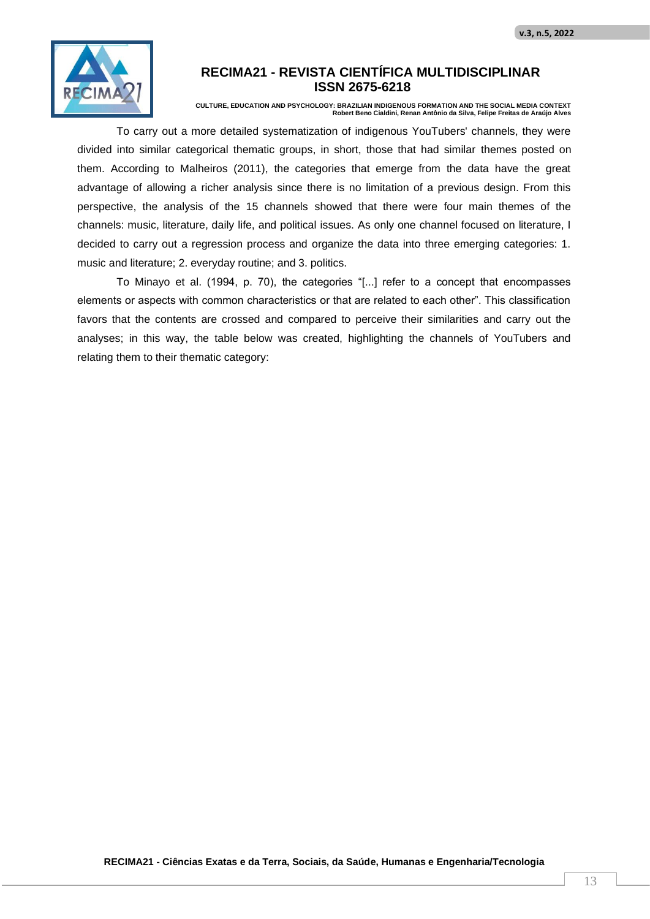To carry out a more detailed systematization of indigenous YouTubers' channels, they were divided into similar categorical thematic groups, in short, those that had similar themes posted on them. According to Malheiros (2011), the categories that emerge from the data have the great advantage of allowing a richer analysis since there is no limitation of a previous design. From this perspective, the analysis of the 15 channels showed that there were four main themes of the channels: music, literature, daily life, and political issues. As only one channel focused on literature, I decided to carry out a regression process and organize the data into three emerging categories: 1. music and literature; 2. everyday routine; and 3. politics.

To Minayo et al. (1994, p. 70), the categories "[...] refer to a concept that encompasses elements or aspects with common characteristics or that are related to each other". This classification favors that the contents are crossed and compared to perceive their similarities and carry out the analyses; in this way, the table below was created, highlighting the channels of YouTubers and relating them to their thematic category: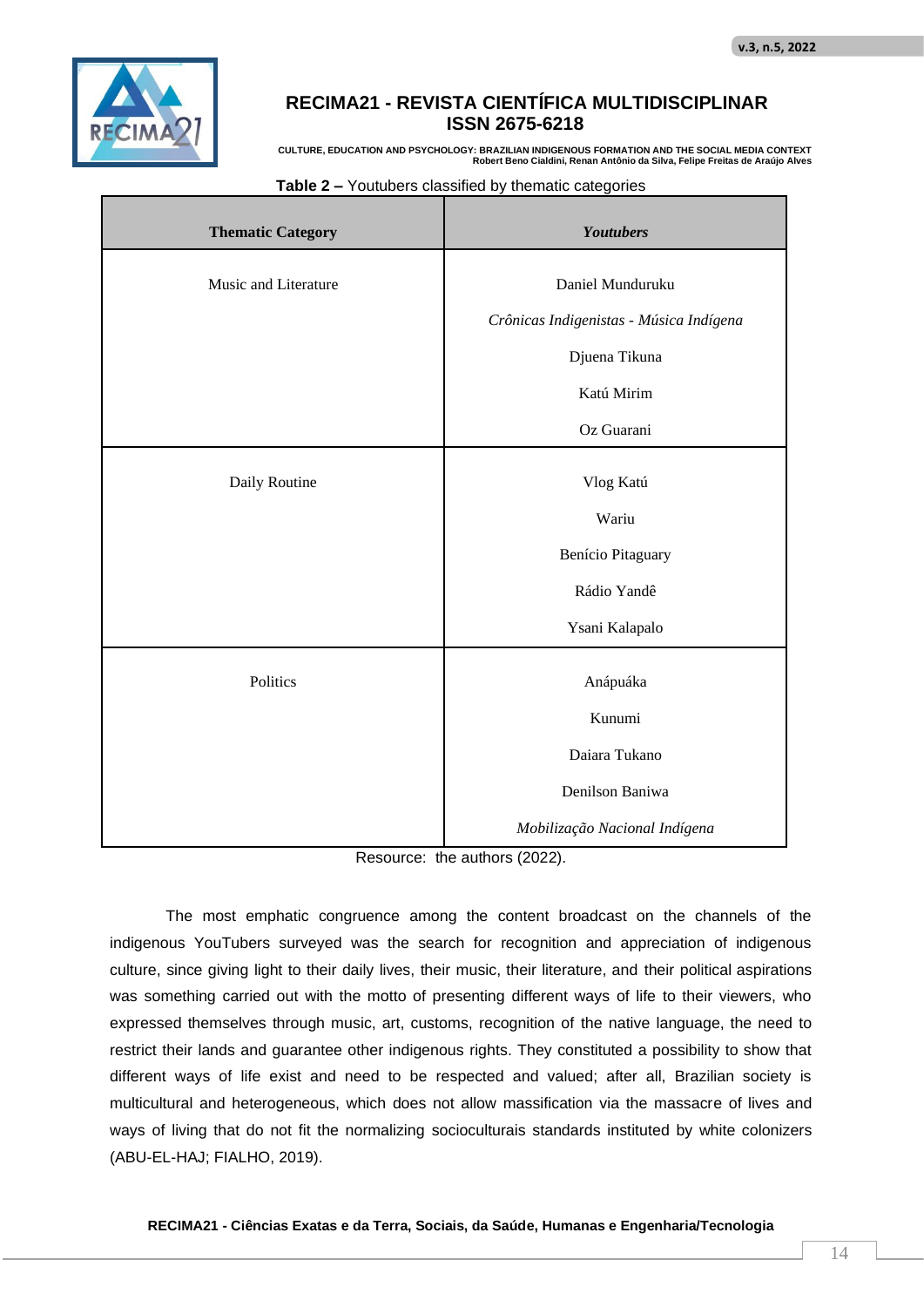**Table 2 –** Youtubers classified by thematic categories

| **Thematic Category** | ***Youtubers*** |
|---|---|
| Music and Literature | Daniel Munduruku<br>*Crônicas Indigenistas - Música Indígena*<br>Djuena Tikuna<br>Katú Mirim<br>Oz Guarani |
| Daily Routine | Vlog Katú<br>Wariu<br>Benício Pitaguary<br>Rádio Yandê<br>Ysani Kalapalo |
| Politics | Anápuáka<br>Kunumi<br>Daiara Tukano<br>Denilson Baniwa<br>*Mobilização Nacional Indígena* |

Resource: the authors (2022).

The most emphatic congruence among the content broadcast on the channels of the indigenous YouTubers surveyed was the search for recognition and appreciation of indigenous culture, since giving light to their daily lives, their music, their literature, and their political aspirations was something carried out with the motto of presenting different ways of life to their viewers, who expressed themselves through music, art, customs, recognition of the native language, the need to restrict their lands and guarantee other indigenous rights. They constituted a possibility to show that different ways of life exist and need to be respected and valued; after all, Brazilian society is multicultural and heterogeneous, which does not allow massification via the massacre of lives and ways of living that do not fit the normalizing socioculturais standards instituted by white colonizers (ABU-EL-HAJ; FIALHO, 2019).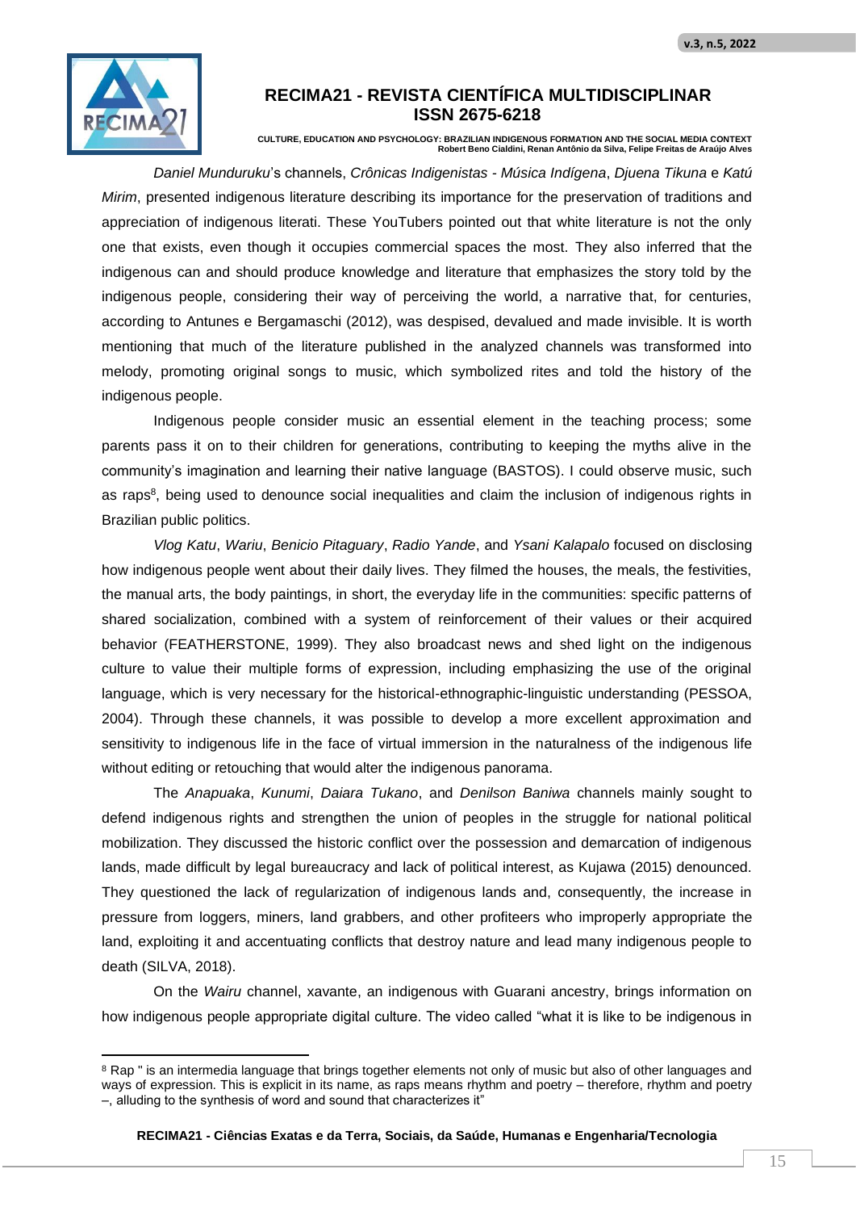*Daniel Munduruku*'s channels, *Crônicas Indigenistas - Música Indígena*, *Djuena Tikuna* e *Katú Mirim*, presented indigenous literature describing its importance for the preservation of traditions and appreciation of indigenous literati. These YouTubers pointed out that white literature is not the only one that exists, even though it occupies commercial spaces the most. They also inferred that the indigenous can and should produce knowledge and literature that emphasizes the story told by the indigenous people, considering their way of perceiving the world, a narrative that, for centuries, according to Antunes e Bergamaschi (2012), was despised, devalued and made invisible. It is worth mentioning that much of the literature published in the analyzed channels was transformed into melody, promoting original songs to music, which symbolized rites and told the history of the indigenous people.

Indigenous people consider music an essential element in the teaching process; some parents pass it on to their children for generations, contributing to keeping the myths alive in the community's imagination and learning their native language (BASTOS). I could observe music, such as raps[8], being used to denounce social inequalities and claim the inclusion of indigenous rights in Brazilian public politics.

*Vlog Katu*, *Wariu*, *Benicio Pitaguary*, *Radio Yande*, and *Ysani Kalapalo* focused on disclosing how indigenous people went about their daily lives. They filmed the houses, the meals, the festivities, the manual arts, the body paintings, in short, the everyday life in the communities: specific patterns of shared socialization, combined with a system of reinforcement of their values or their acquired behavior (FEATHERSTONE, 1999). They also broadcast news and shed light on the indigenous culture to value their multiple forms of expression, including emphasizing the use of the original language, which is very necessary for the historical-ethnographic-linguistic understanding (PESSOA, 2004). Through these channels, it was possible to develop a more excellent approximation and sensitivity to indigenous life in the face of virtual immersion in the naturalness of the indigenous life without editing or retouching that would alter the indigenous panorama.

The *Anapuaka*, *Kunumi*, *Daiara Tukano*, and *Denilson Baniwa* channels mainly sought to defend indigenous rights and strengthen the union of peoples in the struggle for national political mobilization. They discussed the historic conflict over the possession and demarcation of indigenous lands, made difficult by legal bureaucracy and lack of political interest, as Kujawa (2015) denounced. They questioned the lack of regularization of indigenous lands and, consequently, the increase in pressure from loggers, miners, land grabbers, and other profiteers who improperly appropriate the land, exploiting it and accentuating conflicts that destroy nature and lead many indigenous people to death (SILVA, 2018).

On the *Wairu* channel, xavante, an indigenous with Guarani ancestry, brings information on how indigenous people appropriate digital culture. The video called "what it is like to be indigenous in

---

[8] Rap " is an intermedia language that brings together elements not only of music but also of other languages and ways of expression. This is explicit in its name, as raps means rhythm and poetry – therefore, rhythm and poetry –, alluding to the synthesis of word and sound that characterizes it"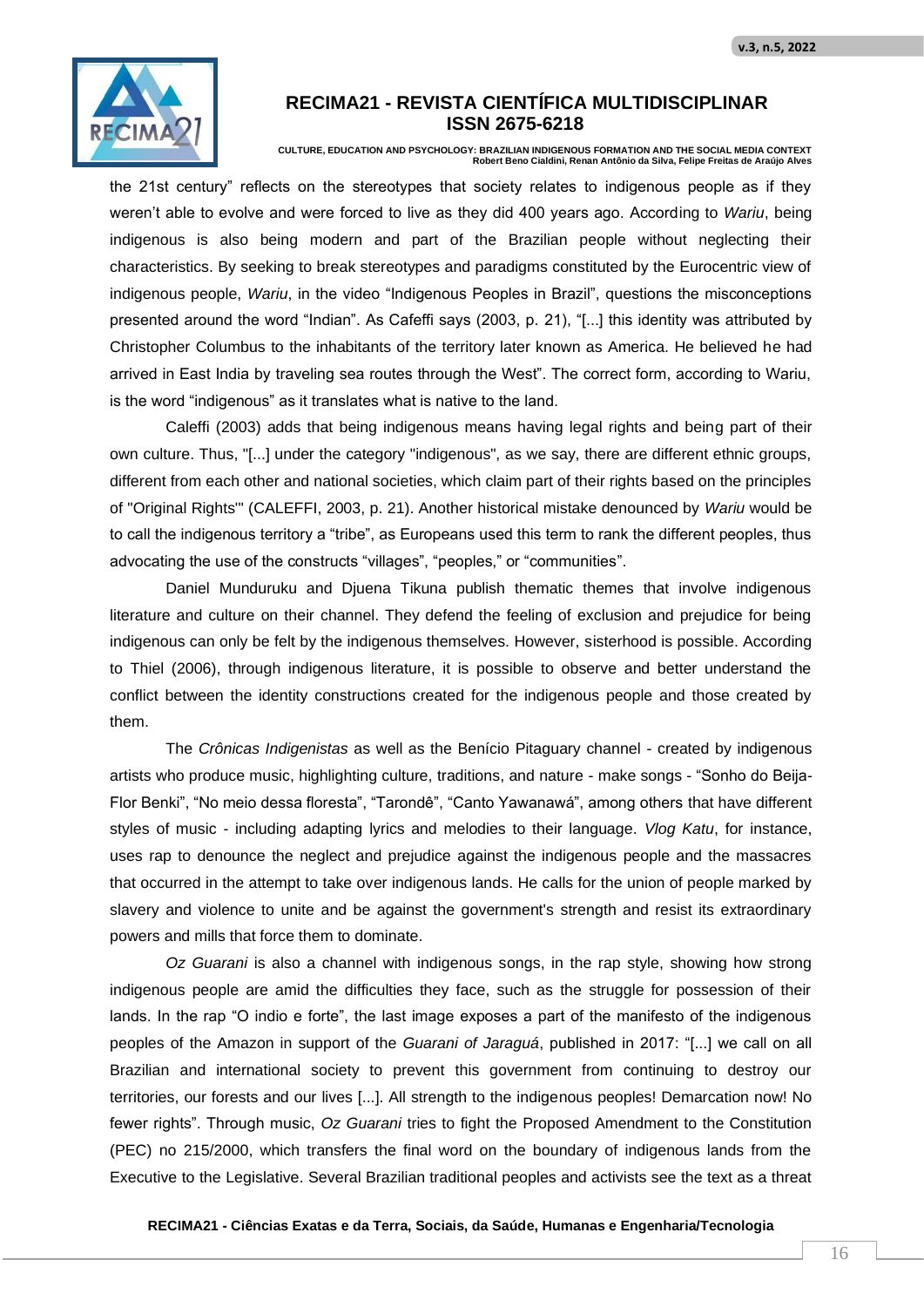the 21st century" reflects on the stereotypes that society relates to indigenous people as if they weren't able to evolve and were forced to live as they did 400 years ago. According to *Wariu*, being indigenous is also being modern and part of the Brazilian people without neglecting their characteristics. By seeking to break stereotypes and paradigms constituted by the Eurocentric view of indigenous people, *Wariu*, in the video "Indigenous Peoples in Brazil", questions the misconceptions presented around the word "Indian". As Cafeffi says (2003, p. 21), "[...] this identity was attributed by Christopher Columbus to the inhabitants of the territory later known as America. He believed he had arrived in East India by traveling sea routes through the West". The correct form, according to Wariu, is the word "indigenous" as it translates what is native to the land.

Caleffi (2003) adds that being indigenous means having legal rights and being part of their own culture. Thus, "[...] under the category "indigenous", as we say, there are different ethnic groups, different from each other and national societies, which claim part of their rights based on the principles of "Original Rights"' (CALEFFI, 2003, p. 21). Another historical mistake denounced by *Wariu* would be to call the indigenous territory a "tribe", as Europeans used this term to rank the different peoples, thus advocating the use of the constructs "villages", "peoples," or "communities".

Daniel Munduruku and Djuena Tikuna publish thematic themes that involve indigenous literature and culture on their channel. They defend the feeling of exclusion and prejudice for being indigenous can only be felt by the indigenous themselves. However, sisterhood is possible. According to Thiel (2006), through indigenous literature, it is possible to observe and better understand the conflict between the identity constructions created for the indigenous people and those created by them.

The *Crônicas Indigenistas* as well as the Benício Pitaguary channel - created by indigenous artists who produce music, highlighting culture, traditions, and nature - make songs - "Sonho do Beija-Flor Benki", "No meio dessa floresta", "Tarondê", "Canto Yawanawá", among others that have different styles of music - including adapting lyrics and melodies to their language. *Vlog Katu*, for instance, uses rap to denounce the neglect and prejudice against the indigenous people and the massacres that occurred in the attempt to take over indigenous lands. He calls for the union of people marked by slavery and violence to unite and be against the government's strength and resist its extraordinary powers and mills that force them to dominate.

*Oz Guarani* is also a channel with indigenous songs, in the rap style, showing how strong indigenous people are amid the difficulties they face, such as the struggle for possession of their lands. In the rap "O indio e forte", the last image exposes a part of the manifesto of the indigenous peoples of the Amazon in support of the *Guarani of Jaraguá*, published in 2017: "[...] we call on all Brazilian and international society to prevent this government from continuing to destroy our territories, our forests and our lives [...]. All strength to the indigenous peoples! Demarcation now! No fewer rights". Through music, *Oz Guarani* tries to fight the Proposed Amendment to the Constitution (PEC) no 215/2000, which transfers the final word on the boundary of indigenous lands from the Executive to the Legislative. Several Brazilian traditional peoples and activists see the text as a threat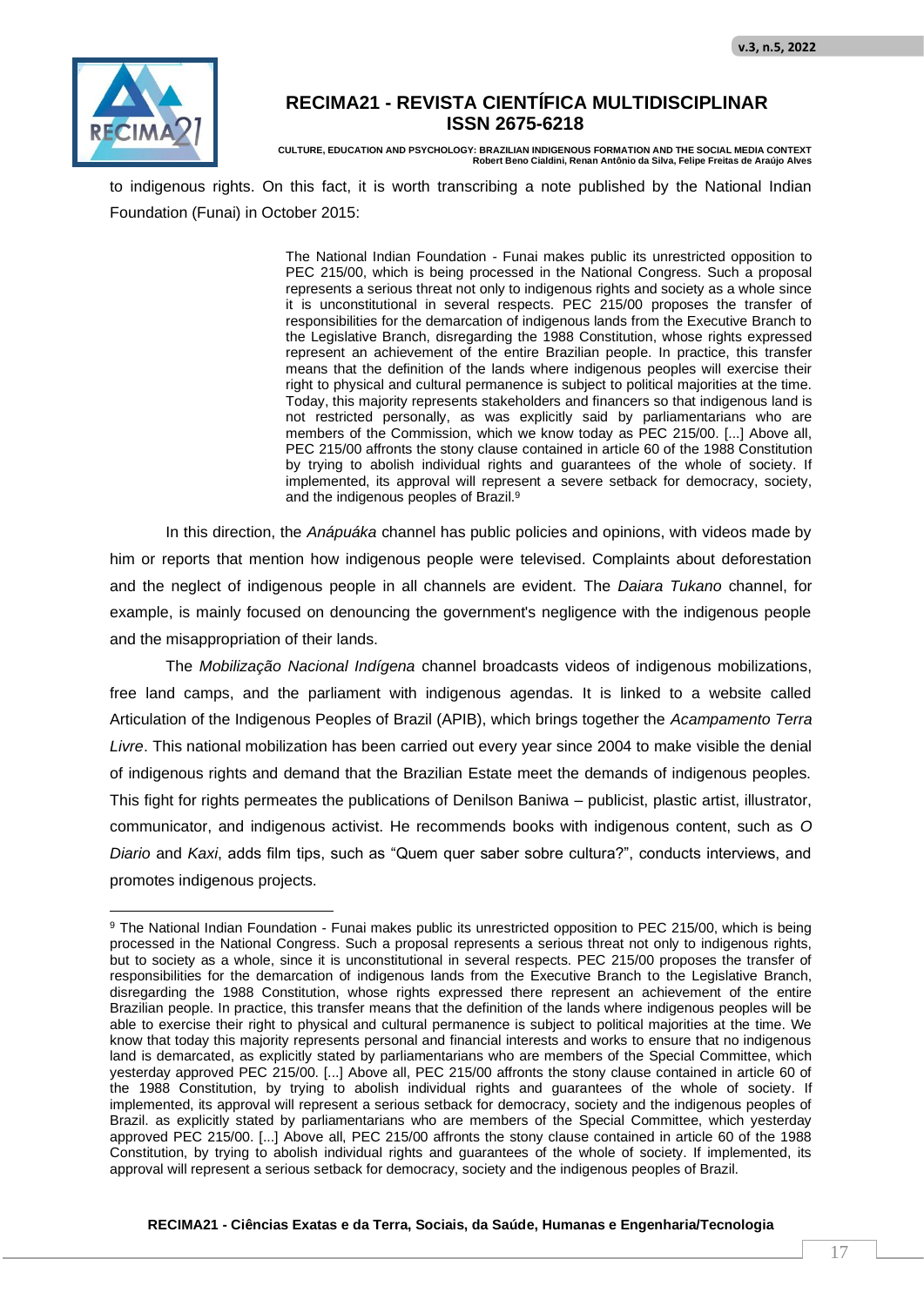to indigenous rights. On this fact, it is worth transcribing a note published by the National Indian Foundation (Funai) in October 2015:

> The National Indian Foundation - Funai makes public its unrestricted opposition to PEC 215/00, which is being processed in the National Congress. Such a proposal represents a serious threat not only to indigenous rights and society as a whole since it is unconstitutional in several respects. PEC 215/00 proposes the transfer of responsibilities for the demarcation of indigenous lands from the Executive Branch to the Legislative Branch, disregarding the 1988 Constitution, whose rights expressed represent an achievement of the entire Brazilian people. In practice, this transfer means that the definition of the lands where indigenous peoples will exercise their right to physical and cultural permanence is subject to political majorities at the time. Today, this majority represents stakeholders and financers so that indigenous land is not restricted personally, as was explicitly said by parliamentarians who are members of the Commission, which we know today as PEC 215/00. [...] Above all, PEC 215/00 affronts the stony clause contained in article 60 of the 1988 Constitution by trying to abolish individual rights and guarantees of the whole of society. If implemented, its approval will represent a severe setback for democracy, society, and the indigenous peoples of Brazil.[9]

In this direction, the *Anápuáka* channel has public policies and opinions, with videos made by him or reports that mention how indigenous people were televised. Complaints about deforestation and the neglect of indigenous people in all channels are evident. The *Daiara Tukano* channel, for example, is mainly focused on denouncing the government's negligence with the indigenous people and the misappropriation of their lands.

The *Mobilização Nacional Indígena* channel broadcasts videos of indigenous mobilizations, free land camps, and the parliament with indigenous agendas. It is linked to a website called Articulation of the Indigenous Peoples of Brazil (APIB), which brings together the *Acampamento Terra Livre*. This national mobilization has been carried out every year since 2004 to make visible the denial of indigenous rights and demand that the Brazilian Estate meet the demands of indigenous peoples. This fight for rights permeates the publications of Denilson Baniwa – publicist, plastic artist, illustrator, communicator, and indigenous activist. He recommends books with indigenous content, such as *O Diario* and *Kaxi*, adds film tips, such as "Quem quer saber sobre cultura?", conducts interviews, and promotes indigenous projects.

---

[9] The National Indian Foundation - Funai makes public its unrestricted opposition to PEC 215/00, which is being processed in the National Congress. Such a proposal represents a serious threat not only to indigenous rights, but to society as a whole, since it is unconstitutional in several respects. PEC 215/00 proposes the transfer of responsibilities for the demarcation of indigenous lands from the Executive Branch to the Legislative Branch, disregarding the 1988 Constitution, whose rights expressed there represent an achievement of the entire Brazilian people. In practice, this transfer means that the definition of the lands where indigenous peoples will be able to exercise their right to physical and cultural permanence is subject to political majorities at the time. We know that today this majority represents personal and financial interests and works to ensure that no indigenous land is demarcated, as explicitly stated by parliamentarians who are members of the Special Committee, which yesterday approved PEC 215/00. [...] Above all, PEC 215/00 affronts the stony clause contained in article 60 of the 1988 Constitution, by trying to abolish individual rights and guarantees of the whole of society. If implemented, its approval will represent a serious setback for democracy, society and the indigenous peoples of Brazil. as explicitly stated by parliamentarians who are members of the Special Committee, which yesterday approved PEC 215/00. [...] Above all, PEC 215/00 affronts the stony clause contained in article 60 of the 1988 Constitution, by trying to abolish individual rights and guarantees of the whole of society. If implemented, its approval will represent a serious setback for democracy, society and the indigenous peoples of Brazil.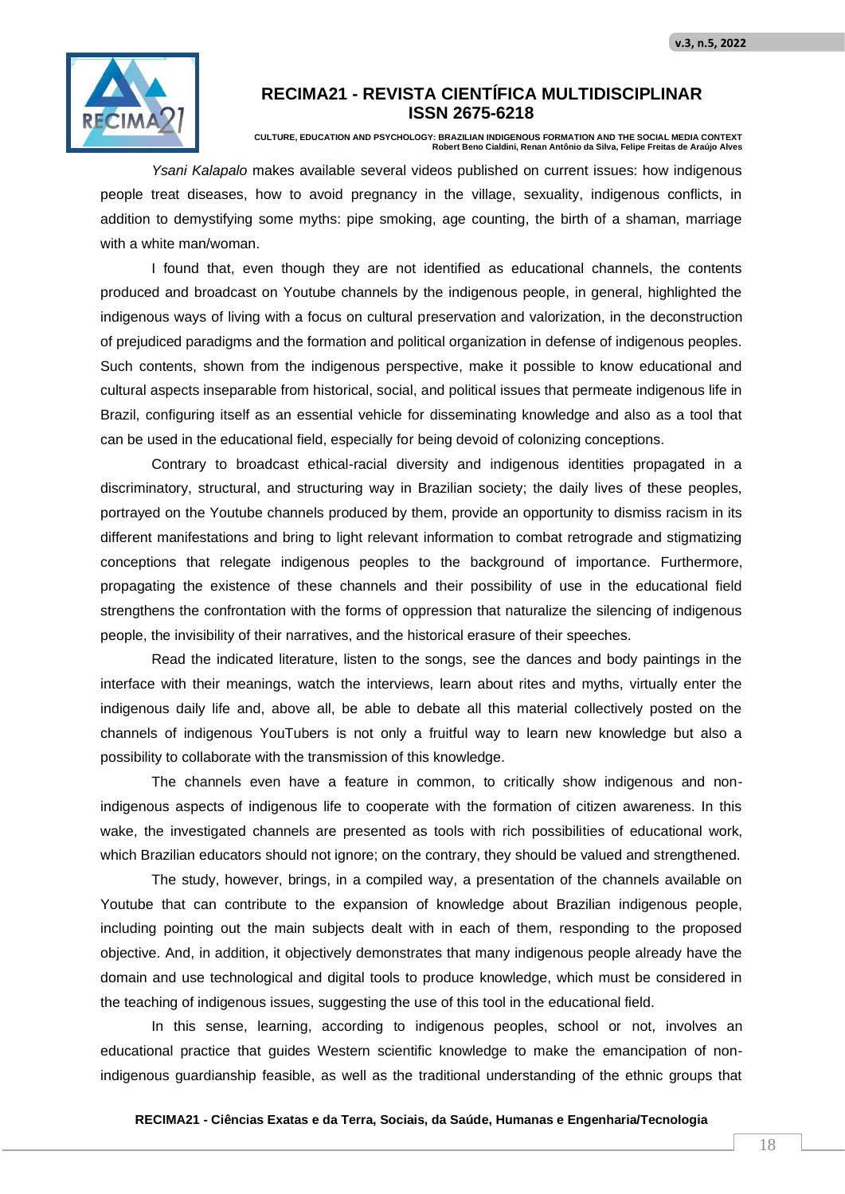*Ysani Kalapalo* makes available several videos published on current issues: how indigenous people treat diseases, how to avoid pregnancy in the village, sexuality, indigenous conflicts, in addition to demystifying some myths: pipe smoking, age counting, the birth of a shaman, marriage with a white man/woman.

I found that, even though they are not identified as educational channels, the contents produced and broadcast on Youtube channels by the indigenous people, in general, highlighted the indigenous ways of living with a focus on cultural preservation and valorization, in the deconstruction of prejudiced paradigms and the formation and political organization in defense of indigenous peoples. Such contents, shown from the indigenous perspective, make it possible to know educational and cultural aspects inseparable from historical, social, and political issues that permeate indigenous life in Brazil, configuring itself as an essential vehicle for disseminating knowledge and also as a tool that can be used in the educational field, especially for being devoid of colonizing conceptions.

Contrary to broadcast ethical-racial diversity and indigenous identities propagated in a discriminatory, structural, and structuring way in Brazilian society; the daily lives of these peoples, portrayed on the Youtube channels produced by them, provide an opportunity to dismiss racism in its different manifestations and bring to light relevant information to combat retrograde and stigmatizing conceptions that relegate indigenous peoples to the background of importance. Furthermore, propagating the existence of these channels and their possibility of use in the educational field strengthens the confrontation with the forms of oppression that naturalize the silencing of indigenous people, the invisibility of their narratives, and the historical erasure of their speeches.

Read the indicated literature, listen to the songs, see the dances and body paintings in the interface with their meanings, watch the interviews, learn about rites and myths, virtually enter the indigenous daily life and, above all, be able to debate all this material collectively posted on the channels of indigenous YouTubers is not only a fruitful way to learn new knowledge but also a possibility to collaborate with the transmission of this knowledge.

The channels even have a feature in common, to critically show indigenous and non-indigenous aspects of indigenous life to cooperate with the formation of citizen awareness. In this wake, the investigated channels are presented as tools with rich possibilities of educational work, which Brazilian educators should not ignore; on the contrary, they should be valued and strengthened.

The study, however, brings, in a compiled way, a presentation of the channels available on Youtube that can contribute to the expansion of knowledge about Brazilian indigenous people, including pointing out the main subjects dealt with in each of them, responding to the proposed objective. And, in addition, it objectively demonstrates that many indigenous people already have the domain and use technological and digital tools to produce knowledge, which must be considered in the teaching of indigenous issues, suggesting the use of this tool in the educational field.

In this sense, learning, according to indigenous peoples, school or not, involves an educational practice that guides Western scientific knowledge to make the emancipation of non-indigenous guardianship feasible, as well as the traditional understanding of the ethnic groups that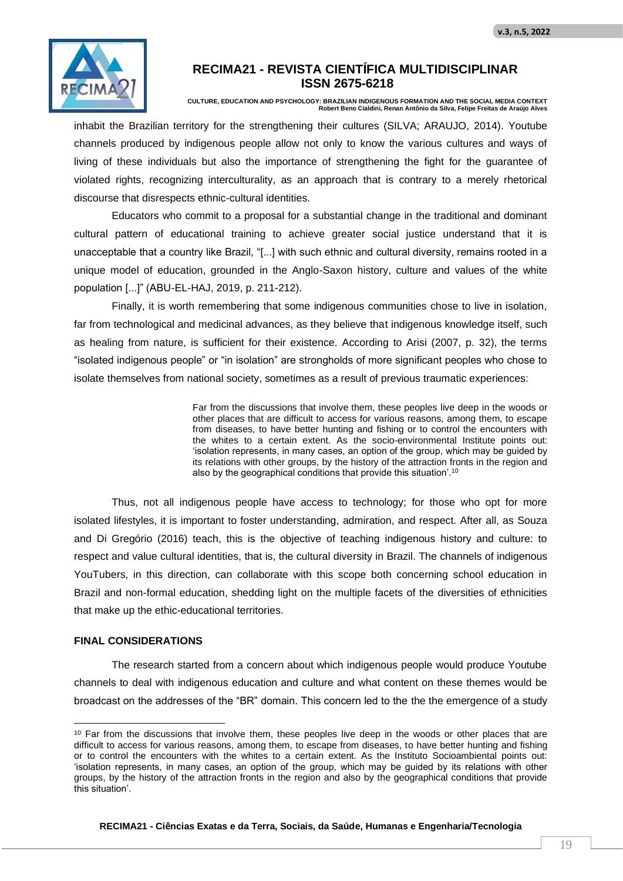inhabit the Brazilian territory for the strengthening their cultures (SILVA; ARAUJO, 2014). Youtube channels produced by indigenous people allow not only to know the various cultures and ways of living of these individuals but also the importance of strengthening the fight for the guarantee of violated rights, recognizing interculturality, as an approach that is contrary to a merely rhetorical discourse that disrespects ethnic-cultural identities.

Educators who commit to a proposal for a substantial change in the traditional and dominant cultural pattern of educational training to achieve greater social justice understand that it is unacceptable that a country like Brazil, "[...] with such ethnic and cultural diversity, remains rooted in a unique model of education, grounded in the Anglo-Saxon history, culture and values of the white population [...]" (ABU-EL-HAJ, 2019, p. 211-212).

Finally, it is worth remembering that some indigenous communities chose to live in isolation, far from technological and medicinal advances, as they believe that indigenous knowledge itself, such as healing from nature, is sufficient for their existence. According to Arisi (2007, p. 32), the terms "isolated indigenous people" or "in isolation" are strongholds of more significant peoples who chose to isolate themselves from national society, sometimes as a result of previous traumatic experiences:

> Far from the discussions that involve them, these peoples live deep in the woods or other places that are difficult to access for various reasons, among them, to escape from diseases, to have better hunting and fishing or to control the encounters with the whites to a certain extent. As the socio-environmental Institute points out: 'isolation represents, in many cases, an option of the group, which may be guided by its relations with other groups, by the history of the attraction fronts in the region and also by the geographical conditions that provide this situation'.[10]

Thus, not all indigenous people have access to technology; for those who opt for more isolated lifestyles, it is important to foster understanding, admiration, and respect. After all, as Souza and Di Gregório (2016) teach, this is the objective of teaching indigenous history and culture: to respect and value cultural identities, that is, the cultural diversity in Brazil. The channels of indigenous YouTubers, in this direction, can collaborate with this scope both concerning school education in Brazil and non-formal education, shedding light on the multiple facets of the diversities of ethnicities that make up the ethic-educational territories.

## FINAL CONSIDERATIONS

The research started from a concern about which indigenous people would produce Youtube channels to deal with indigenous education and culture and what content on these themes would be broadcast on the addresses of the "BR" domain. This concern led to the the the emergence of a study

---

[10] Far from the discussions that involve them, these peoples live deep in the woods or other places that are difficult to access for various reasons, among them, to escape from diseases, to have better hunting and fishing or to control the encounters with the whites to a certain extent. As the Instituto Socioambiental points out: 'isolation represents, in many cases, an option of the group, which may be guided by its relations with other groups, by the history of the attraction fronts in the region and also by the geographical conditions that provide this situation'.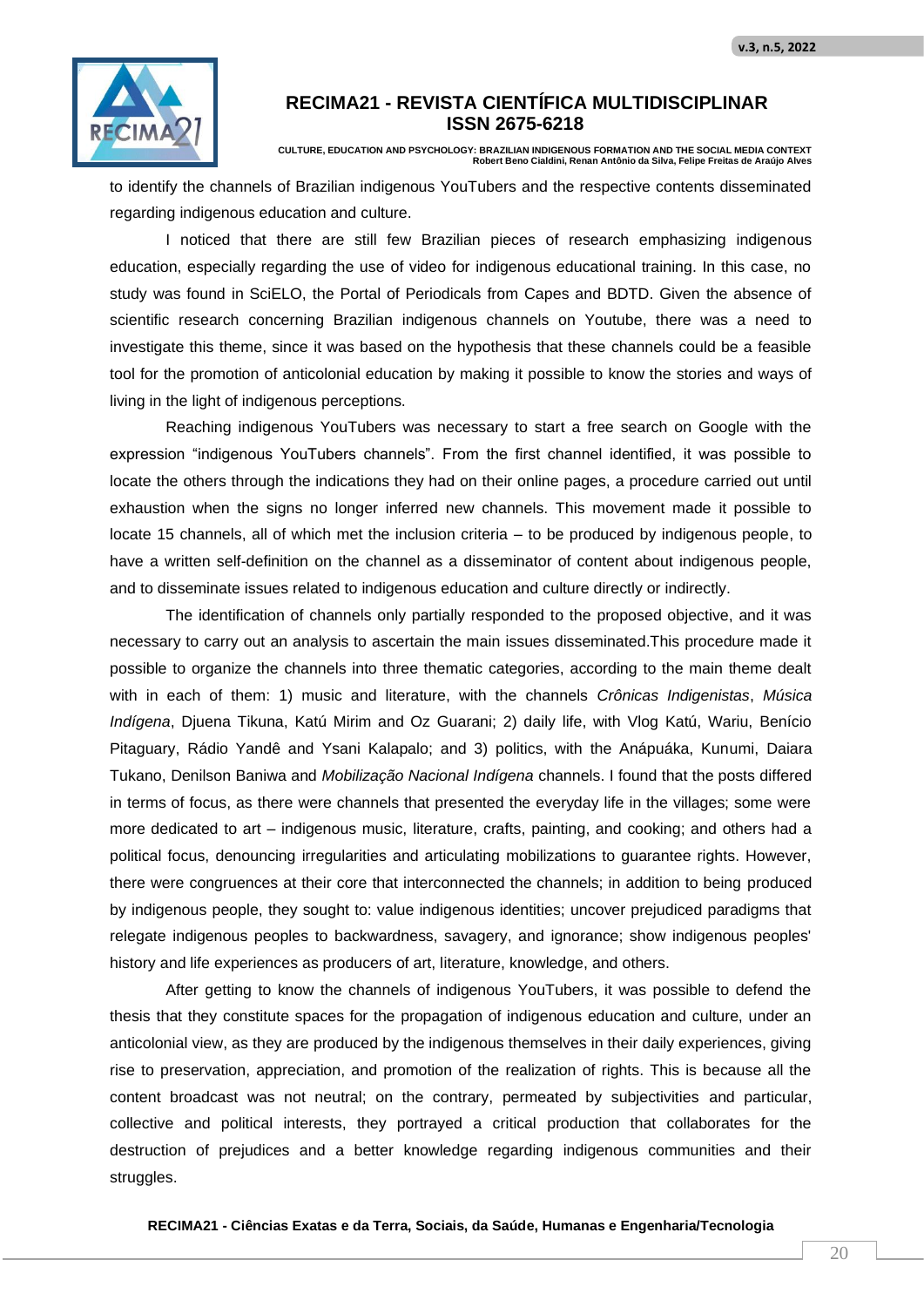to identify the channels of Brazilian indigenous YouTubers and the respective contents disseminated regarding indigenous education and culture.

I noticed that there are still few Brazilian pieces of research emphasizing indigenous education, especially regarding the use of video for indigenous educational training. In this case, no study was found in SciELO, the Portal of Periodicals from Capes and BDTD. Given the absence of scientific research concerning Brazilian indigenous channels on Youtube, there was a need to investigate this theme, since it was based on the hypothesis that these channels could be a feasible tool for the promotion of anticolonial education by making it possible to know the stories and ways of living in the light of indigenous perceptions.

Reaching indigenous YouTubers was necessary to start a free search on Google with the expression "indigenous YouTubers channels". From the first channel identified, it was possible to locate the others through the indications they had on their online pages, a procedure carried out until exhaustion when the signs no longer inferred new channels. This movement made it possible to locate 15 channels, all of which met the inclusion criteria – to be produced by indigenous people, to have a written self-definition on the channel as a disseminator of content about indigenous people, and to disseminate issues related to indigenous education and culture directly or indirectly.

The identification of channels only partially responded to the proposed objective, and it was necessary to carry out an analysis to ascertain the main issues disseminated.This procedure made it possible to organize the channels into three thematic categories, according to the main theme dealt with in each of them: 1) music and literature, with the channels *Crônicas Indigenistas*, *Música Indígena*, Djuena Tikuna, Katú Mirim and Oz Guarani; 2) daily life, with Vlog Katú, Wariu, Benício Pitaguary, Rádio Yandê and Ysani Kalapalo; and 3) politics, with the Anápuáka, Kunumi, Daiara Tukano, Denilson Baniwa and *Mobilização Nacional Indígena* channels. I found that the posts differed in terms of focus, as there were channels that presented the everyday life in the villages; some were more dedicated to art – indigenous music, literature, crafts, painting, and cooking; and others had a political focus, denouncing irregularities and articulating mobilizations to guarantee rights. However, there were congruences at their core that interconnected the channels; in addition to being produced by indigenous people, they sought to: value indigenous identities; uncover prejudiced paradigms that relegate indigenous peoples to backwardness, savagery, and ignorance; show indigenous peoples' history and life experiences as producers of art, literature, knowledge, and others.

After getting to know the channels of indigenous YouTubers, it was possible to defend the thesis that they constitute spaces for the propagation of indigenous education and culture, under an anticolonial view, as they are produced by the indigenous themselves in their daily experiences, giving rise to preservation, appreciation, and promotion of the realization of rights. This is because all the content broadcast was not neutral; on the contrary, permeated by subjectivities and particular, collective and political interests, they portrayed a critical production that collaborates for the destruction of prejudices and a better knowledge regarding indigenous communities and their struggles.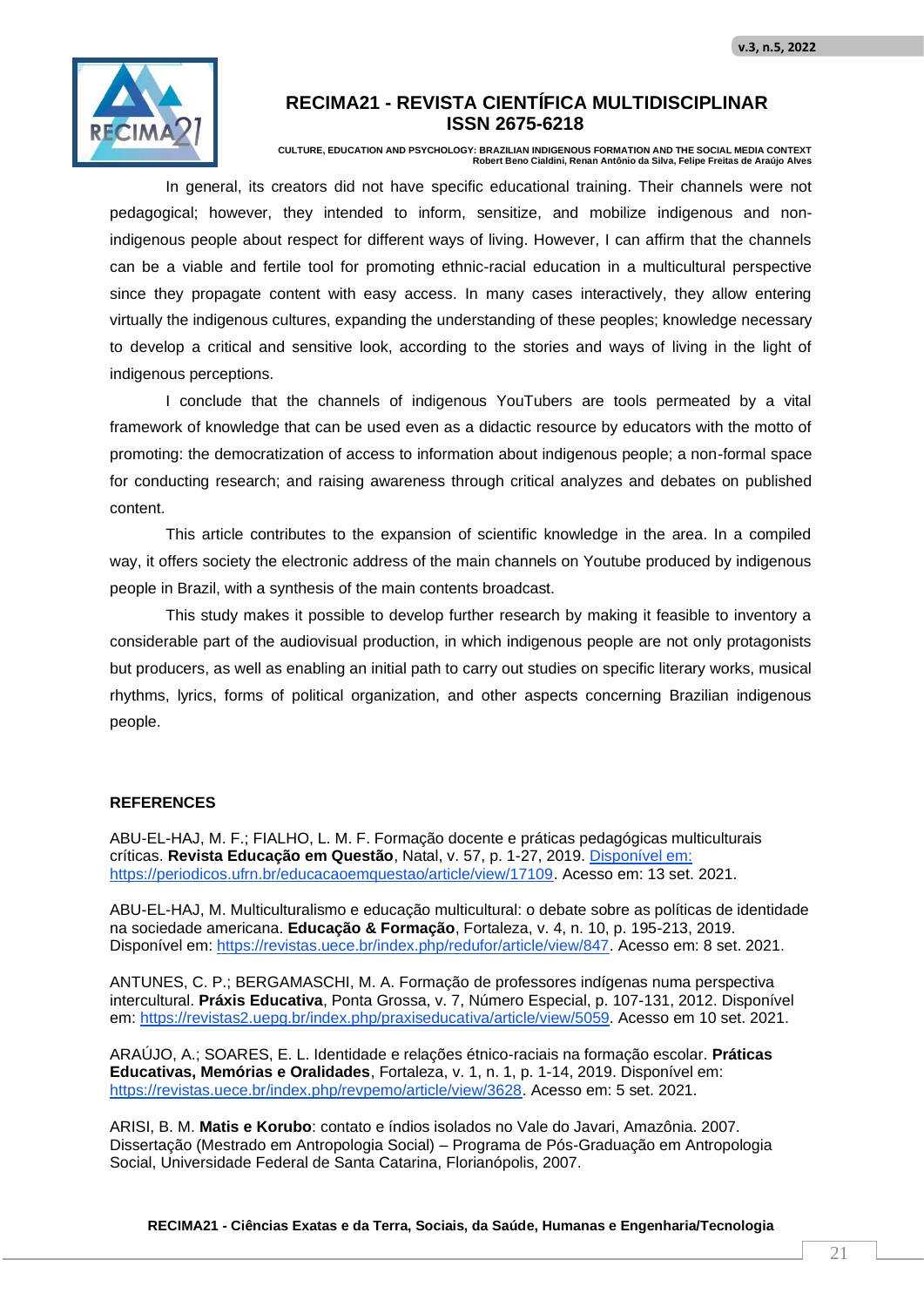In general, its creators did not have specific educational training. Their channels were not pedagogical; however, they intended to inform, sensitize, and mobilize indigenous and non-indigenous people about respect for different ways of living. However, I can affirm that the channels can be a viable and fertile tool for promoting ethnic-racial education in a multicultural perspective since they propagate content with easy access. In many cases interactively, they allow entering virtually the indigenous cultures, expanding the understanding of these peoples; knowledge necessary to develop a critical and sensitive look, according to the stories and ways of living in the light of indigenous perceptions.

I conclude that the channels of indigenous YouTubers are tools permeated by a vital framework of knowledge that can be used even as a didactic resource by educators with the motto of promoting: the democratization of access to information about indigenous people; a non-formal space for conducting research; and raising awareness through critical analyzes and debates on published content.

This article contributes to the expansion of scientific knowledge in the area. In a compiled way, it offers society the electronic address of the main channels on Youtube produced by indigenous people in Brazil, with a synthesis of the main contents broadcast.

This study makes it possible to develop further research by making it feasible to inventory a considerable part of the audiovisual production, in which indigenous people are not only protagonists but producers, as well as enabling an initial path to carry out studies on specific literary works, musical rhythms, lyrics, forms of political organization, and other aspects concerning Brazilian indigenous people.

## REFERENCES

ABU-EL-HAJ, M. F.; FIALHO, L. M. F. Formação docente e práticas pedagógicas multiculturais críticas. **Revista Educação em Questão**, Natal, v. 57, p. 1-27, 2019. Disponível em: https://periodicos.ufrn.br/educacaoemquestao/article/view/17109. Acesso em: 13 set. 2021.

ABU-EL-HAJ, M. Multiculturalismo e educação multicultural: o debate sobre as políticas de identidade na sociedade americana. **Educação & Formação**, Fortaleza, v. 4, n. 10, p. 195-213, 2019. Disponível em: https://revistas.uece.br/index.php/redufor/article/view/847. Acesso em: 8 set. 2021.

ANTUNES, C. P.; BERGAMASCHI, M. A. Formação de professores indígenas numa perspectiva intercultural. **Práxis Educativa**, Ponta Grossa, v. 7, Número Especial, p. 107-131, 2012. Disponível em: https://revistas2.uepg.br/index.php/praxiseducativa/article/view/5059. Acesso em 10 set. 2021.

ARAÚJO, A.; SOARES, E. L. Identidade e relações étnico-raciais na formação escolar. **Práticas Educativas, Memórias e Oralidades**, Fortaleza, v. 1, n. 1, p. 1-14, 2019. Disponível em: https://revistas.uece.br/index.php/revpemo/article/view/3628. Acesso em: 5 set. 2021.

ARISI, B. M. **Matis e Korubo**: contato e índios isolados no Vale do Javari, Amazônia. 2007. Dissertação (Mestrado em Antropologia Social) – Programa de Pós-Graduação em Antropologia Social, Universidade Federal de Santa Catarina, Florianópolis, 2007.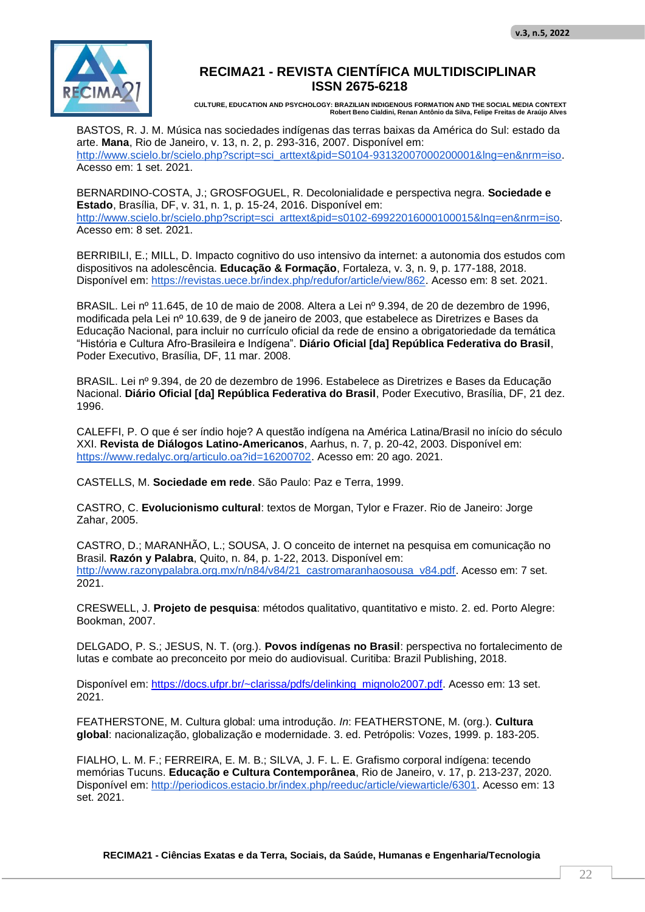BASTOS, R. J. M. Música nas sociedades indígenas das terras baixas da América do Sul: estado da arte. **Mana**, Rio de Janeiro, v. 13, n. 2, p. 293-316, 2007. Disponível em: http://www.scielo.br/scielo.php?script=sci_arttext&pid=S0104-93132007000200001&lng=en&nrm=iso. Acesso em: 1 set. 2021.

BERNARDINO-COSTA, J.; GROSFOGUEL, R. Decolonialidade e perspectiva negra. **Sociedade e Estado**, Brasília, DF, v. 31, n. 1, p. 15-24, 2016. Disponível em: http://www.scielo.br/scielo.php?script=sci_arttext&pid=s0102-69922016000100015&lng=en&nrm=iso. Acesso em: 8 set. 2021.

BERRIBILI, E.; MILL, D. Impacto cognitivo do uso intensivo da internet: a autonomia dos estudos com dispositivos na adolescência. **Educação & Formação**, Fortaleza, v. 3, n. 9, p. 177-188, 2018. Disponível em: https://revistas.uece.br/index.php/redufor/article/view/862. Acesso em: 8 set. 2021.

BRASIL. Lei nº 11.645, de 10 de maio de 2008. Altera a Lei nº 9.394, de 20 de dezembro de 1996, modificada pela Lei nº 10.639, de 9 de janeiro de 2003, que estabelece as Diretrizes e Bases da Educação Nacional, para incluir no currículo oficial da rede de ensino a obrigatoriedade da temática "História e Cultura Afro-Brasileira e Indígena". **Diário Oficial [da] República Federativa do Brasil**, Poder Executivo, Brasília, DF, 11 mar. 2008.

BRASIL. Lei nº 9.394, de 20 de dezembro de 1996. Estabelece as Diretrizes e Bases da Educação Nacional. **Diário Oficial [da] República Federativa do Brasil**, Poder Executivo, Brasília, DF, 21 dez. 1996.

CALEFFI, P. O que é ser índio hoje? A questão indígena na América Latina/Brasil no início do século XXI. **Revista de Diálogos Latino-Americanos**, Aarhus, n. 7, p. 20-42, 2003. Disponível em: https://www.redalyc.org/articulo.oa?id=16200702. Acesso em: 20 ago. 2021.

CASTELLS, M. **Sociedade em rede**. São Paulo: Paz e Terra, 1999.

CASTRO, C. **Evolucionismo cultural**: textos de Morgan, Tylor e Frazer. Rio de Janeiro: Jorge Zahar, 2005.

CASTRO, D.; MARANHÃO, L.; SOUSA, J. O conceito de internet na pesquisa em comunicação no Brasil. **Razón y Palabra**, Quito, n. 84, p. 1-22, 2013. Disponível em: http://www.razonypalabra.org.mx/n/n84/v84/21_castromaranhaosousa_v84.pdf. Acesso em: 7 set. 2021.

CRESWELL, J. **Projeto de pesquisa**: métodos qualitativo, quantitativo e misto. 2. ed. Porto Alegre: Bookman, 2007.

DELGADO, P. S.; JESUS, N. T. (org.). **Povos indígenas no Brasil**: perspectiva no fortalecimento de lutas e combate ao preconceito por meio do audiovisual. Curitiba: Brazil Publishing, 2018.

Disponível em: https://docs.ufpr.br/~clarissa/pdfs/delinking_mignolo2007.pdf. Acesso em: 13 set. 2021.

FEATHERSTONE, M. Cultura global: uma introdução. *In*: FEATHERSTONE, M. (org.). **Cultura global**: nacionalização, globalização e modernidade. 3. ed. Petrópolis: Vozes, 1999. p. 183-205.

FIALHO, L. M. F.; FERREIRA, E. M. B.; SILVA, J. F. L. E. Grafismo corporal indígena: tecendo memórias Tucuns. **Educação e Cultura Contemporânea**, Rio de Janeiro, v. 17, p. 213-237, 2020. Disponível em: http://periodicos.estacio.br/index.php/reeduc/article/viewarticle/6301. Acesso em: 13 set. 2021.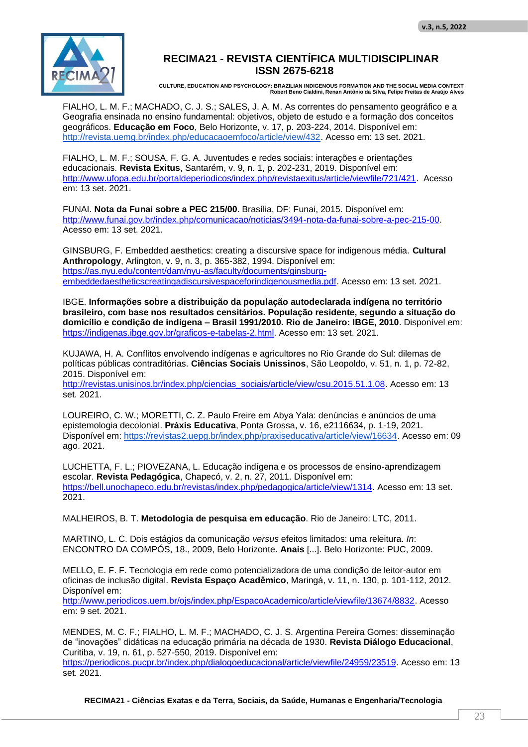FIALHO, L. M. F.; MACHADO, C. J. S.; SALES, J. A. M. As correntes do pensamento geográfico e a Geografia ensinada no ensino fundamental: objetivos, objeto de estudo e a formação dos conceitos geográficos. **Educação em Foco**, Belo Horizonte, v. 17, p. 203-224, 2014. Disponível em: http://revista.uemg.br/index.php/educacaoemfoco/article/view/432. Acesso em: 13 set. 2021.

FIALHO, L. M. F.; SOUSA, F. G. A. Juventudes e redes sociais: interações e orientações educacionais. **Revista Exitus**, Santarém, v. 9, n. 1, p. 202-231, 2019. Disponível em: http://www.ufopa.edu.br/portaldeperiodicos/index.php/revistaexitus/article/viewfile/721/421. Acesso em: 13 set. 2021.

FUNAI. **Nota da Funai sobre a PEC 215/00**. Brasília, DF: Funai, 2015. Disponível em: http://www.funai.gov.br/index.php/comunicacao/noticias/3494-nota-da-funai-sobre-a-pec-215-00. Acesso em: 13 set. 2021.

GINSBURG, F. Embedded aesthetics: creating a discursive space for indigenous média. **Cultural Anthropology**, Arlington, v. 9, n. 3, p. 365-382, 1994. Disponível em: https://as.nyu.edu/content/dam/nyu-as/faculty/documents/ginsburg-embeddedaestheticscreatingadiscursivespaceforindigenousmedia.pdf. Acesso em: 13 set. 2021.

IBGE. **Informações sobre a distribuição da população autodeclarada indígena no território brasileiro, com base nos resultados censitários. População residente, segundo a situação do domicílio e condição de indígena – Brasil 1991/2010. Rio de Janeiro: IBGE, 2010**. Disponível em: https://indigenas.ibge.gov.br/graficos-e-tabelas-2.html. Acesso em: 13 set. 2021.

KUJAWA, H. A. Conflitos envolvendo indígenas e agricultores no Rio Grande do Sul: dilemas de políticas públicas contraditórias. **Ciências Sociais Unissinos**, São Leopoldo, v. 51, n. 1, p. 72-82, 2015. Disponível em: http://revistas.unisinos.br/index.php/ciencias_sociais/article/view/csu.2015.51.1.08. Acesso em: 13 set. 2021.

LOUREIRO, C. W.; MORETTI, C. Z. Paulo Freire em Abya Yala: denúncias e anúncios de uma epistemologia decolonial. **Práxis Educativa**, Ponta Grossa, v. 16, e2116634, p. 1-19, 2021. Disponível em: https://revistas2.uepg.br/index.php/praxiseducativa/article/view/16634. Acesso em: 09 ago. 2021.

LUCHETTA, F. L.; PIOVEZANA, L. Educação indígena e os processos de ensino-aprendizagem escolar. **Revista Pedagógica**, Chapecó, v. 2, n. 27, 2011. Disponível em: https://bell.unochapeco.edu.br/revistas/index.php/pedagogica/article/view/1314. Acesso em: 13 set. 2021.

MALHEIROS, B. T. **Metodologia de pesquisa em educação**. Rio de Janeiro: LTC, 2011.

MARTINO, L. C. Dois estágios da comunicação *versus* efeitos limitados: uma releitura. *In*: ENCONTRO DA COMPÓS, 18., 2009, Belo Horizonte. **Anais** [...]. Belo Horizonte: PUC, 2009.

MELLO, E. F. F. Tecnologia em rede como potencializadora de uma condição de leitor-autor em oficinas de inclusão digital. **Revista Espaço Acadêmico**, Maringá, v. 11, n. 130, p. 101-112, 2012. Disponível em: http://www.periodicos.uem.br/ojs/index.php/EspacoAcademico/article/viewfile/13674/8832. Acesso em: 9 set. 2021.

MENDES, M. C. F.; FIALHO, L. M. F.; MACHADO, C. J. S. Argentina Pereira Gomes: disseminação de “inovações” didáticas na educação primária na década de 1930. **Revista Diálogo Educacional**, Curitiba, v. 19, n. 61, p. 527-550, 2019. Disponível em: https://periodicos.pucpr.br/index.php/dialogoeducacional/article/viewfile/24959/23519. Acesso em: 13 set. 2021.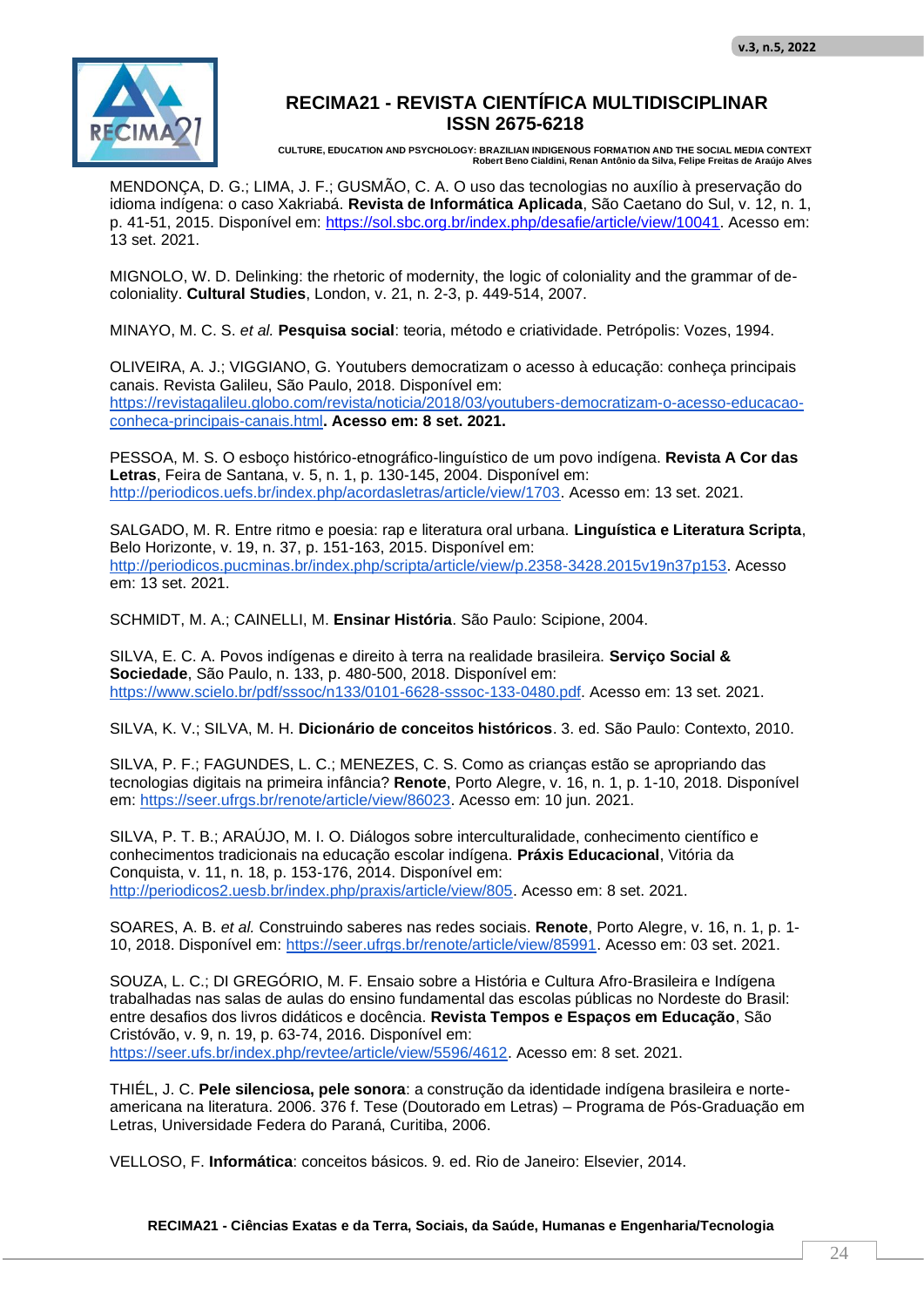MENDONÇA, D. G.; LIMA, J. F.; GUSMÃO, C. A. O uso das tecnologias no auxílio à preservação do idioma indígena: o caso Xakriabá. **Revista de Informática Aplicada**, São Caetano do Sul, v. 12, n. 1, p. 41-51, 2015. Disponível em: https://sol.sbc.org.br/index.php/desafie/article/view/10041. Acesso em: 13 set. 2021.

MIGNOLO, W. D. Delinking: the rhetoric of modernity, the logic of coloniality and the grammar of de-coloniality. **Cultural Studies**, London, v. 21, n. 2-3, p. 449-514, 2007.

MINAYO, M. C. S. *et al.* **Pesquisa social**: teoria, método e criatividade. Petrópolis: Vozes, 1994.

OLIVEIRA, A. J.; VIGGIANO, G. Youtubers democratizam o acesso à educação: conheça principais canais. Revista Galileu, São Paulo, 2018. Disponível em: https://revistagalileu.globo.com/revista/noticia/2018/03/youtubers-democratizam-o-acesso-educacao-conheca-principais-canais.html**. Acesso em: 8 set. 2021.**

PESSOA, M. S. O esboço histórico-etnográfico-linguístico de um povo indígena. **Revista A Cor das Letras**, Feira de Santana, v. 5, n. 1, p. 130-145, 2004. Disponível em: http://periodicos.uefs.br/index.php/acordasletras/article/view/1703. Acesso em: 13 set. 2021.

SALGADO, M. R. Entre ritmo e poesia: rap e literatura oral urbana. **Linguística e Literatura Scripta**, Belo Horizonte, v. 19, n. 37, p. 151-163, 2015. Disponível em: http://periodicos.pucminas.br/index.php/scripta/article/view/p.2358-3428.2015v19n37p153. Acesso em: 13 set. 2021.

SCHMIDT, M. A.; CAINELLI, M. **Ensinar História**. São Paulo: Scipione, 2004.

SILVA, E. C. A. Povos indígenas e direito à terra na realidade brasileira. **Serviço Social & Sociedade**, São Paulo, n. 133, p. 480-500, 2018. Disponível em: https://www.scielo.br/pdf/sssoc/n133/0101-6628-sssoc-133-0480.pdf. Acesso em: 13 set. 2021.

SILVA, K. V.; SILVA, M. H. **Dicionário de conceitos históricos**. 3. ed. São Paulo: Contexto, 2010.

SILVA, P. F.; FAGUNDES, L. C.; MENEZES, C. S. Como as crianças estão se apropriando das tecnologias digitais na primeira infância? **Renote**, Porto Alegre, v. 16, n. 1, p. 1-10, 2018. Disponível em: https://seer.ufrgs.br/renote/article/view/86023. Acesso em: 10 jun. 2021.

SILVA, P. T. B.; ARAÚJO, M. I. O. Diálogos sobre interculturalidade, conhecimento científico e conhecimentos tradicionais na educação escolar indígena. **Práxis Educacional**, Vitória da Conquista, v. 11, n. 18, p. 153-176, 2014. Disponível em: http://periodicos2.uesb.br/index.php/praxis/article/view/805. Acesso em: 8 set. 2021.

SOARES, A. B. *et al.* Construindo saberes nas redes sociais. **Renote**, Porto Alegre, v. 16, n. 1, p. 1-10, 2018. Disponível em: https://seer.ufrgs.br/renote/article/view/85991. Acesso em: 03 set. 2021.

SOUZA, L. C.; DI GREGÓRIO, M. F. Ensaio sobre a História e Cultura Afro-Brasileira e Indígena trabalhadas nas salas de aulas do ensino fundamental das escolas públicas no Nordeste do Brasil: entre desafios dos livros didáticos e docência. **Revista Tempos e Espaços em Educação**, São Cristóvão, v. 9, n. 19, p. 63-74, 2016. Disponível em: https://seer.ufs.br/index.php/revtee/article/view/5596/4612. Acesso em: 8 set. 2021.

THIÉL, J. C. **Pele silenciosa, pele sonora**: a construção da identidade indígena brasileira e norte-americana na literatura. 2006. 376 f. Tese (Doutorado em Letras) – Programa de Pós-Graduação em Letras, Universidade Federa do Paraná, Curitiba, 2006.

VELLOSO, F. **Informática**: conceitos básicos. 9. ed. Rio de Janeiro: Elsevier, 2014.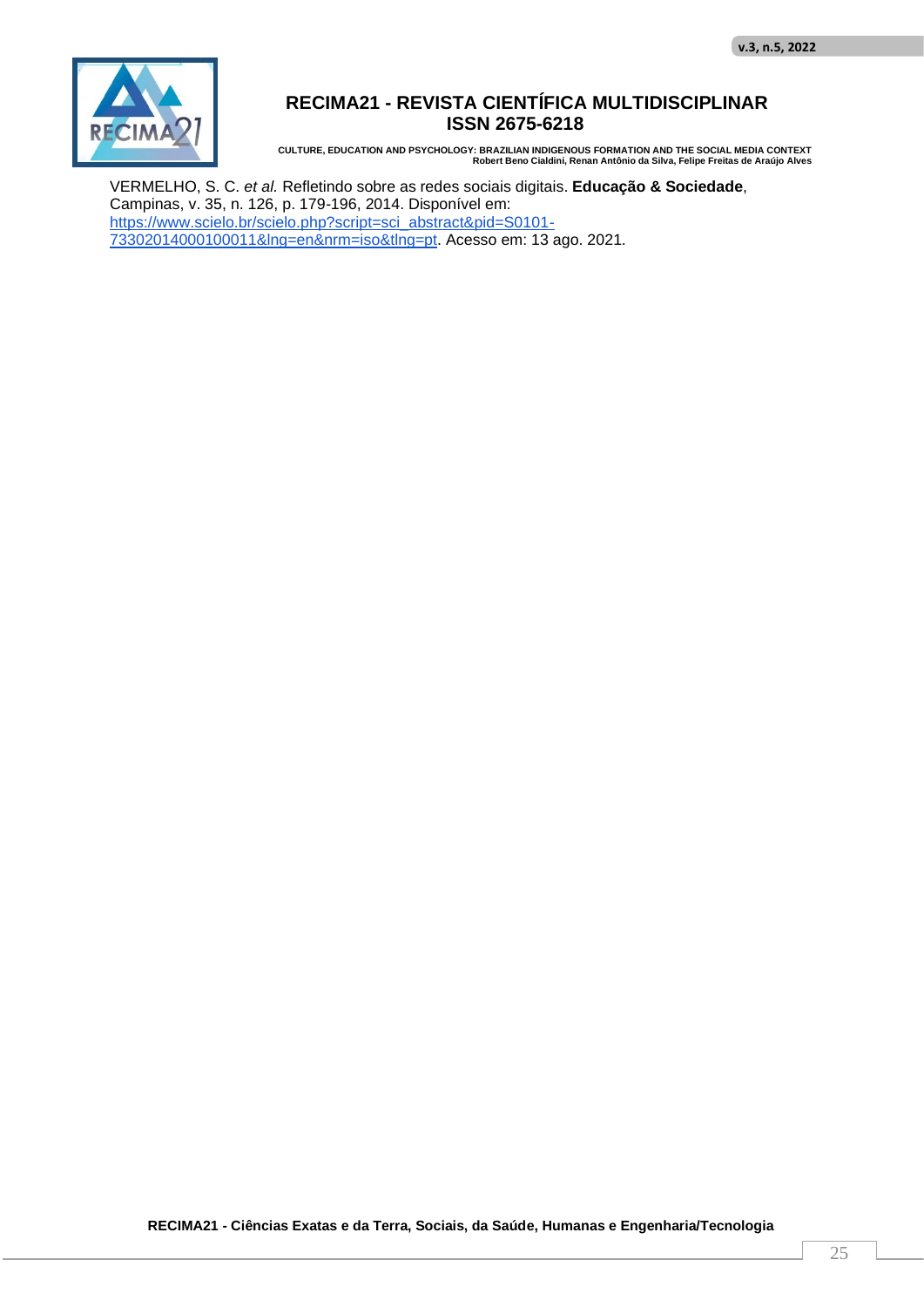VERMELHO, S. C. *et al.* Refletindo sobre as redes sociais digitais. **Educação & Sociedade**, Campinas, v. 35, n. 126, p. 179-196, 2014. Disponível em: https://www.scielo.br/scielo.php?script=sci_abstract&pid=S0101-73302014000100011&lng=en&nrm=iso&tlng=pt. Acesso em: 13 ago. 2021.